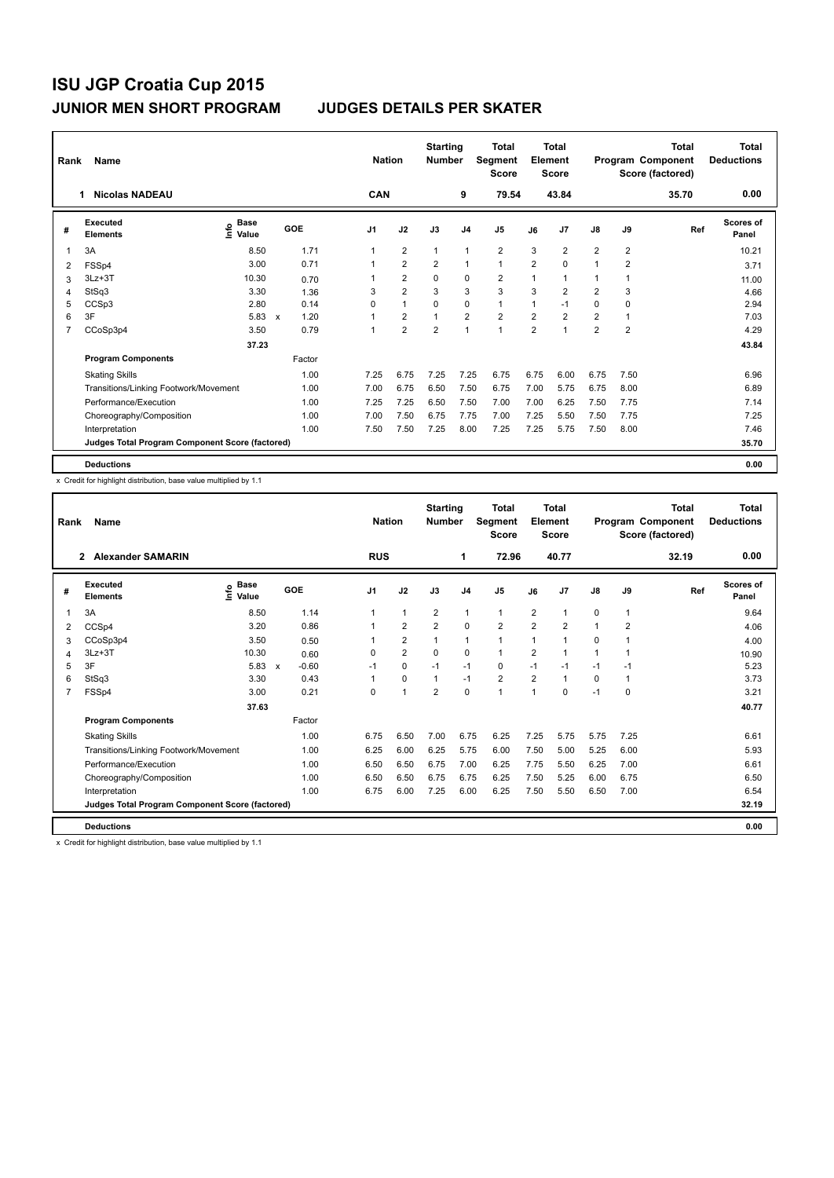# ISU JGP Croatia Cup 2015

## JUNIOR MEN SHORT PROGRAM JUDGES DETAILS PER SKATER

| Rank | Name | Nation | Starting Number | Total Segment Score | Total Element Score | Total Program Component Score (factored) | Total Deductions |
|---|---|---|---|---|---|---|---|
| 1 | Nicolas NADEAU | CAN | 9 | 79.54 | 43.84 | 35.70 | 0.00 |

| # | Executed Elements | Info | Base Value | | GOE | J1 | J2 | J3 | J4 | J5 | J6 | J7 | J8 | J9 | Ref | Scores of Panel |
|---|---|---|---|---|---|---|---|---|---|---|---|---|---|---|---|---|
| 1 | 3A | | 8.50 | | 1.71 | 1 | 2 | 1 | 1 | 2 | 3 | 2 | 2 | 2 | | 10.21 |
| 2 | FSSp4 | | 3.00 | | 0.71 | 1 | 2 | 2 | 1 | 1 | 2 | 0 | 1 | 2 | | 3.71 |
| 3 | 3Lz+3T | | 10.30 | | 0.70 | 1 | 2 | 0 | 0 | 2 | 1 | 1 | 1 | 1 | | 11.00 |
| 4 | StSq3 | | 3.30 | | 1.36 | 3 | 2 | 3 | 3 | 3 | 3 | 2 | 2 | 3 | | 4.66 |
| 5 | CCSp3 | | 2.80 | | 0.14 | 0 | 1 | 0 | 0 | 1 | 1 | -1 | 0 | 0 | | 2.94 |
| 6 | 3F | | 5.83 | x | 1.20 | 1 | 2 | 1 | 2 | 2 | 2 | 2 | 2 | 1 | | 7.03 |
| 7 | CCoSp3p4 | | 3.50 | | 0.79 | 1 | 2 | 2 | 1 | 1 | 2 | 1 | 2 | 2 | | 4.29 |
| | | | 37.23 | | | | | | | | | | | | | 43.84 |
| | **Program Components** | | | | Factor | | | | | | | | | | | |
| | Skating Skills | | | | 1.00 | 7.25 | 6.75 | 7.25 | 7.25 | 6.75 | 6.75 | 6.00 | 6.75 | 7.50 | | 6.96 |
| | Transitions/Linking Footwork/Movement | | | | 1.00 | 7.00 | 6.75 | 6.50 | 7.50 | 6.75 | 7.00 | 5.75 | 6.75 | 8.00 | | 6.89 |
| | Performance/Execution | | | | 1.00 | 7.25 | 7.25 | 6.50 | 7.50 | 7.00 | 7.00 | 6.25 | 7.50 | 7.75 | | 7.14 |
| | Choreography/Composition | | | | 1.00 | 7.00 | 7.50 | 6.75 | 7.75 | 7.00 | 7.25 | 5.50 | 7.50 | 7.75 | | 7.25 |
| | Interpretation | | | | 1.00 | 7.50 | 7.50 | 7.25 | 8.00 | 7.25 | 7.25 | 5.75 | 7.50 | 8.00 | | 7.46 |
| | **Judges Total Program Component Score (factored)** | | | | | | | | | | | | | | | 35.70 |
| | **Deductions** | | | | | | | | | | | | | | | 0.00 |

x Credit for highlight distribution, base value multiplied by 1.1

| Rank | Name | Nation | Starting Number | Total Segment Score | Total Element Score | Total Program Component Score (factored) | Total Deductions |
|---|---|---|---|---|---|---|---|
| 2 | Alexander SAMARIN | RUS | 1 | 72.96 | 40.77 | 32.19 | 0.00 |

| # | Executed Elements | Info | Base Value | | GOE | J1 | J2 | J3 | J4 | J5 | J6 | J7 | J8 | J9 | Ref | Scores of Panel |
|---|---|---|---|---|---|---|---|---|---|---|---|---|---|---|---|---|
| 1 | 3A | | 8.50 | | 1.14 | 1 | 1 | 2 | 1 | 1 | 2 | 1 | 0 | 1 | | 9.64 |
| 2 | CCSp4 | | 3.20 | | 0.86 | 1 | 2 | 2 | 0 | 2 | 2 | 2 | 1 | 2 | | 4.06 |
| 3 | CCoSp3p4 | | 3.50 | | 0.50 | 1 | 2 | 1 | 1 | 1 | 1 | 1 | 0 | 1 | | 4.00 |
| 4 | 3Lz+3T | | 10.30 | | 0.60 | 0 | 2 | 0 | 0 | 1 | 2 | 1 | 1 | 1 | | 10.90 |
| 5 | 3F | | 5.83 | x | -0.60 | -1 | 0 | -1 | -1 | 0 | -1 | -1 | -1 | -1 | | 5.23 |
| 6 | StSq3 | | 3.30 | | 0.43 | 1 | 0 | 1 | -1 | 2 | 2 | 1 | 0 | 1 | | 3.73 |
| 7 | FSSp4 | | 3.00 | | 0.21 | 0 | 1 | 2 | 0 | 1 | 1 | 0 | -1 | 0 | | 3.21 |
| | | | 37.63 | | | | | | | | | | | | | 40.77 |
| | **Program Components** | | | | Factor | | | | | | | | | | | |
| | Skating Skills | | | | 1.00 | 6.75 | 6.50 | 7.00 | 6.75 | 6.25 | 7.25 | 5.75 | 5.75 | 7.25 | | 6.61 |
| | Transitions/Linking Footwork/Movement | | | | 1.00 | 6.25 | 6.00 | 6.25 | 5.75 | 6.00 | 7.50 | 5.00 | 5.25 | 6.00 | | 5.93 |
| | Performance/Execution | | | | 1.00 | 6.50 | 6.50 | 6.75 | 7.00 | 6.25 | 7.75 | 5.50 | 6.25 | 7.00 | | 6.61 |
| | Choreography/Composition | | | | 1.00 | 6.50 | 6.50 | 6.75 | 6.75 | 6.25 | 7.50 | 5.25 | 6.00 | 6.75 | | 6.50 |
| | Interpretation | | | | 1.00 | 6.75 | 6.00 | 7.25 | 6.00 | 6.25 | 7.50 | 5.50 | 6.50 | 7.00 | | 6.54 |
| | **Judges Total Program Component Score (factored)** | | | | | | | | | | | | | | | 32.19 |
| | **Deductions** | | | | | | | | | | | | | | | 0.00 |

x Credit for highlight distribution, base value multiplied by 1.1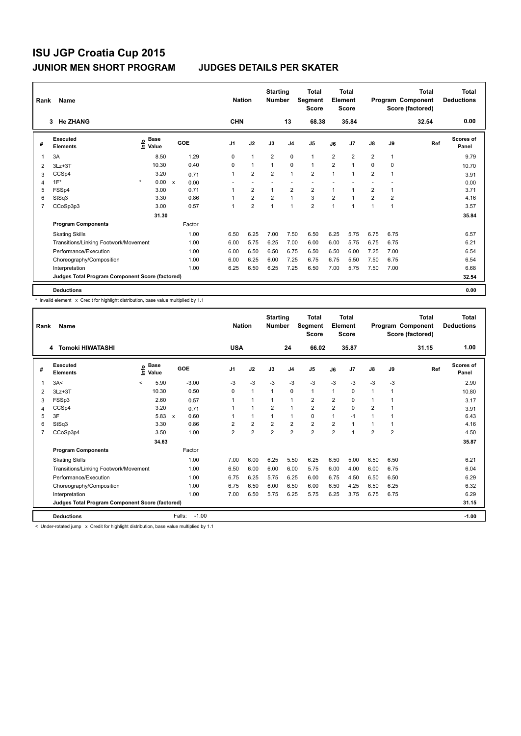# ISU JGP Croatia Cup 2015

## JUNIOR MEN SHORT PROGRAM — JUDGES DETAILS PER SKATER

| Rank | Name | Nation | Starting Number | Total Segment Score | Total Element Score | Total Program Component Score (factored) | Total Deductions |
|---|---|---|---|---|---|---|---|
| 3 | He ZHANG | CHN | 13 | 68.38 | 35.84 | 32.54 | 0.00 |

| # | Executed Elements | Info | Base Value | | GOE | J1 | J2 | J3 | J4 | J5 | J6 | J7 | J8 | J9 | Ref | Scores of Panel |
|---|---|---|---|---|---|---|---|---|---|---|---|---|---|---|---|---|
| 1 | 3A | | 8.50 | | 1.29 | 0 | 1 | 2 | 0 | 1 | 2 | 2 | 2 | 1 | | 9.79 |
| 2 | 3Lz+3T | | 10.30 | | 0.40 | 0 | 1 | 1 | 0 | 1 | 2 | 1 | 0 | 0 | | 10.70 |
| 3 | CCSp4 | | 3.20 | | 0.71 | 1 | 2 | 2 | 1 | 2 | 1 | 1 | 2 | 1 | | 3.91 |
| 4 | 1F* | * | 0.00 | x | 0.00 | - | - | - | - | - | - | - | - | - | | 0.00 |
| 5 | FSSp4 | | 3.00 | | 0.71 | 1 | 2 | 1 | 2 | 2 | 1 | 1 | 2 | 1 | | 3.71 |
| 6 | StSq3 | | 3.30 | | 0.86 | 1 | 2 | 2 | 1 | 3 | 2 | 1 | 2 | 2 | | 4.16 |
| 7 | CCoSp3p3 | | 3.00 | | 0.57 | 1 | 2 | 1 | 1 | 2 | 1 | 1 | 1 | 1 | | 3.57 |
| | | | 31.30 | | | | | | | | | | | | | 35.84 |
| | **Program Components** | | | | Factor | | | | | | | | | | | |
| | Skating Skills | | | | 1.00 | 6.50 | 6.25 | 7.00 | 7.50 | 6.50 | 6.25 | 5.75 | 6.75 | 6.75 | | 6.57 |
| | Transitions/Linking Footwork/Movement | | | | 1.00 | 6.00 | 5.75 | 6.25 | 7.00 | 6.00 | 6.00 | 5.75 | 6.75 | 6.75 | | 6.21 |
| | Performance/Execution | | | | 1.00 | 6.00 | 6.50 | 6.50 | 6.75 | 6.50 | 6.50 | 6.00 | 7.25 | 7.00 | | 6.54 |
| | Choreography/Composition | | | | 1.00 | 6.00 | 6.25 | 6.00 | 7.25 | 6.75 | 6.75 | 5.50 | 7.50 | 6.75 | | 6.54 |
| | Interpretation | | | | 1.00 | 6.25 | 6.50 | 6.25 | 7.25 | 6.50 | 7.00 | 5.75 | 7.50 | 7.00 | | 6.68 |
| | Judges Total Program Component Score (factored) | | | | | | | | | | | | | | | 32.54 |
| | **Deductions** | | | | | | | | | | | | | | | 0.00 |

\* Invalid element x Credit for highlight distribution, base value multiplied by 1.1

| Rank | Name | Nation | Starting Number | Total Segment Score | Total Element Score | Total Program Component Score (factored) | Total Deductions |
|---|---|---|---|---|---|---|---|
| 4 | Tomoki HIWATASHI | USA | 24 | 66.02 | 35.87 | 31.15 | 1.00 |

| # | Executed Elements | Info | Base Value | | GOE | J1 | J2 | J3 | J4 | J5 | J6 | J7 | J8 | J9 | Ref | Scores of Panel |
|---|---|---|---|---|---|---|---|---|---|---|---|---|---|---|---|---|
| 1 | 3A< | < | 5.90 | | -3.00 | -3 | -3 | -3 | -3 | -3 | -3 | -3 | -3 | -3 | | 2.90 |
| 2 | 3Lz+3T | | 10.30 | | 0.50 | 0 | 1 | 1 | 0 | 1 | 1 | 0 | 1 | 1 | | 10.80 |
| 3 | FSSp3 | | 2.60 | | 0.57 | 1 | 1 | 1 | 1 | 2 | 2 | 0 | 1 | 1 | | 3.17 |
| 4 | CCSp4 | | 3.20 | | 0.71 | 1 | 1 | 2 | 1 | 2 | 2 | 0 | 2 | 1 | | 3.91 |
| 5 | 3F | | 5.83 | x | 0.60 | 1 | 1 | 1 | 1 | 0 | 1 | -1 | 1 | 1 | | 6.43 |
| 6 | StSq3 | | 3.30 | | 0.86 | 2 | 2 | 2 | 2 | 2 | 2 | 1 | 1 | 1 | | 4.16 |
| 7 | CCoSp3p4 | | 3.50 | | 1.00 | 2 | 2 | 2 | 2 | 2 | 2 | 1 | 2 | 2 | | 4.50 |
| | | | 34.63 | | | | | | | | | | | | | 35.87 |
| | **Program Components** | | | | Factor | | | | | | | | | | | |
| | Skating Skills | | | | 1.00 | 7.00 | 6.00 | 6.25 | 5.50 | 6.25 | 6.50 | 5.00 | 6.50 | 6.50 | | 6.21 |
| | Transitions/Linking Footwork/Movement | | | | 1.00 | 6.50 | 6.00 | 6.00 | 6.00 | 5.75 | 6.00 | 4.00 | 6.00 | 6.75 | | 6.04 |
| | Performance/Execution | | | | 1.00 | 6.75 | 6.25 | 5.75 | 6.25 | 6.00 | 6.75 | 4.50 | 6.50 | 6.50 | | 6.29 |
| | Choreography/Composition | | | | 1.00 | 6.75 | 6.50 | 6.00 | 6.50 | 6.00 | 6.50 | 4.25 | 6.50 | 6.25 | | 6.32 |
| | Interpretation | | | | 1.00 | 7.00 | 6.50 | 5.75 | 6.25 | 5.75 | 6.25 | 3.75 | 6.75 | 6.75 | | 6.29 |
| | Judges Total Program Component Score (factored) | | | | | | | | | | | | | | | 31.15 |
| | **Deductions** | | | Falls: | -1.00 | | | | | | | | | | | -1.00 |

< Under-rotated jump x Credit for highlight distribution, base value multiplied by 1.1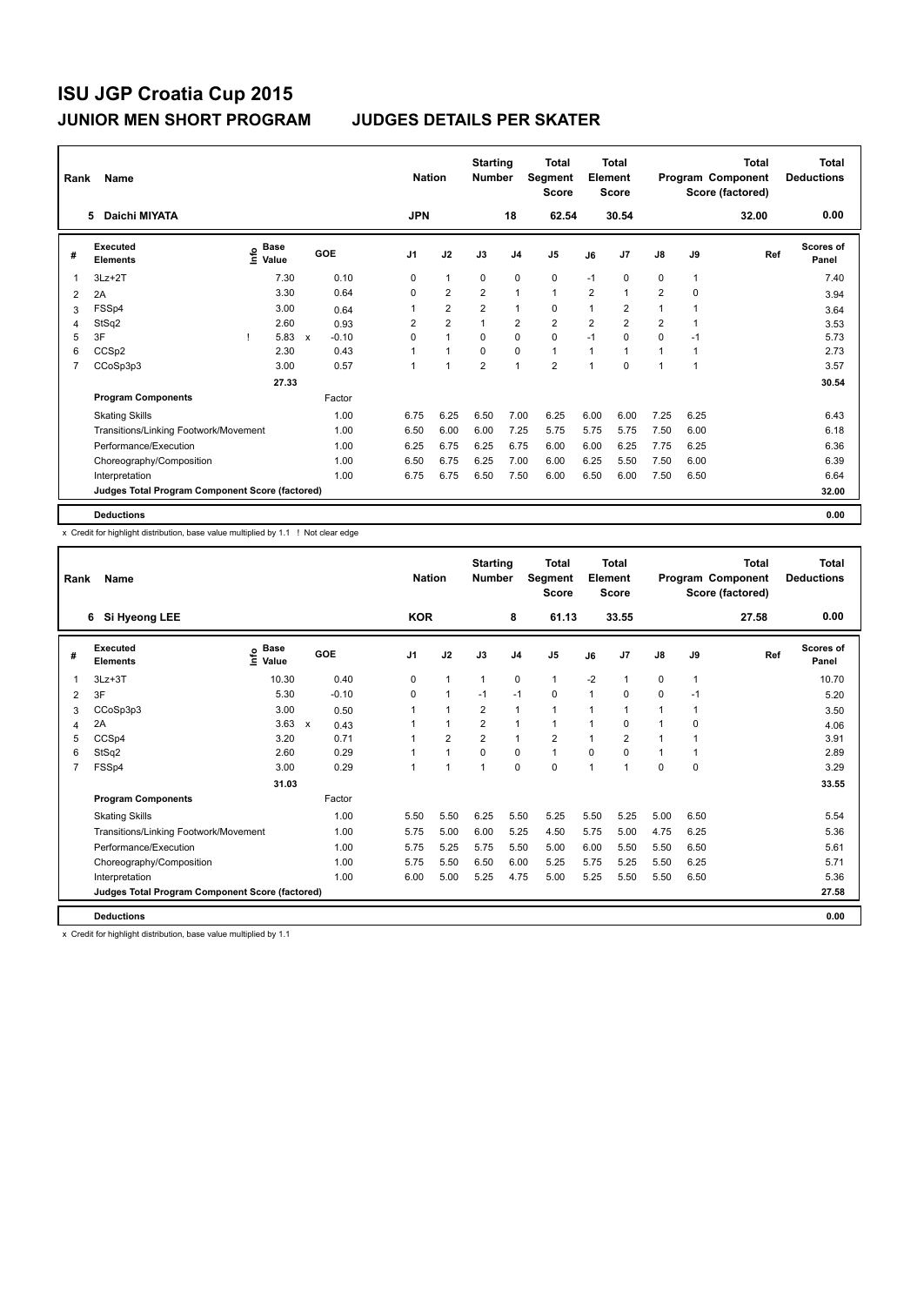# ISU JGP Croatia Cup 2015

## JUNIOR MEN SHORT PROGRAM — JUDGES DETAILS PER SKATER

| Rank | Name | Nation | Starting Number | Total Segment Score | Total Element Score | Total Program Component Score (factored) | Total Deductions |
|---|---|---|---|---|---|---|---|
| 5 | Daichi MIYATA | JPN | 18 | 62.54 | 30.54 | 32.00 | 0.00 |

| # | Executed Elements | Info | Base Value | | GOE | J1 | J2 | J3 | J4 | J5 | J6 | J7 | J8 | J9 | Ref | Scores of Panel |
|---|---|---|---|---|---|---|---|---|---|---|---|---|---|---|---|---|
| 1 | 3Lz+2T | | 7.30 | | 0.10 | 0 | 1 | 0 | 0 | 0 | -1 | 0 | 0 | 1 | | 7.40 |
| 2 | 2A | | 3.30 | | 0.64 | 0 | 2 | 2 | 1 | 1 | 2 | 1 | 2 | 0 | | 3.94 |
| 3 | FSSp4 | | 3.00 | | 0.64 | 1 | 2 | 2 | 1 | 0 | 1 | 2 | 1 | 1 | | 3.64 |
| 4 | StSq2 | | 2.60 | | 0.93 | 2 | 2 | 1 | 2 | 2 | 2 | 2 | 2 | 1 | | 3.53 |
| 5 | 3F | ! | 5.83 | x | -0.10 | 0 | 1 | 0 | 0 | 0 | -1 | 0 | 0 | -1 | | 5.73 |
| 6 | CCSp2 | | 2.30 | | 0.43 | 1 | 1 | 0 | 0 | 1 | 1 | 1 | 1 | 1 | | 2.73 |
| 7 | CCoSp3p3 | | 3.00 | | 0.57 | 1 | 1 | 2 | 1 | 2 | 1 | 0 | 1 | 1 | | 3.57 |
| | | | 27.33 | | | | | | | | | | | | | 30.54 |
| | **Program Components** | | | | Factor | | | | | | | | | | | |
| | Skating Skills | | | | 1.00 | 6.75 | 6.25 | 6.50 | 7.00 | 6.25 | 6.00 | 6.00 | 7.25 | 6.25 | | 6.43 |
| | Transitions/Linking Footwork/Movement | | | | 1.00 | 6.50 | 6.00 | 6.00 | 7.25 | 5.75 | 5.75 | 5.75 | 7.50 | 6.00 | | 6.18 |
| | Performance/Execution | | | | 1.00 | 6.25 | 6.75 | 6.25 | 6.75 | 6.00 | 6.00 | 6.25 | 7.75 | 6.25 | | 6.36 |
| | Choreography/Composition | | | | 1.00 | 6.50 | 6.75 | 6.25 | 7.00 | 6.00 | 6.25 | 5.50 | 7.50 | 6.00 | | 6.39 |
| | Interpretation | | | | 1.00 | 6.75 | 6.75 | 6.50 | 7.50 | 6.00 | 6.50 | 6.00 | 7.50 | 6.50 | | 6.64 |
| | Judges Total Program Component Score (factored) | | | | | | | | | | | | | | | 32.00 |
| | **Deductions** | | | | | | | | | | | | | | | 0.00 |

x Credit for highlight distribution, base value multiplied by 1.1 ! Not clear edge

| Rank | Name | Nation | Starting Number | Total Segment Score | Total Element Score | Total Program Component Score (factored) | Total Deductions |
|---|---|---|---|---|---|---|---|
| 6 | Si Hyeong LEE | KOR | 8 | 61.13 | 33.55 | 27.58 | 0.00 |

| # | Executed Elements | Info | Base Value | | GOE | J1 | J2 | J3 | J4 | J5 | J6 | J7 | J8 | J9 | Ref | Scores of Panel |
|---|---|---|---|---|---|---|---|---|---|---|---|---|---|---|---|---|
| 1 | 3Lz+3T | | 10.30 | | 0.40 | 0 | 1 | 1 | 0 | 1 | -2 | 1 | 0 | 1 | | 10.70 |
| 2 | 3F | | 5.30 | | -0.10 | 0 | 1 | -1 | -1 | 0 | 1 | 0 | 0 | -1 | | 5.20 |
| 3 | CCoSp3p3 | | 3.00 | | 0.50 | 1 | 1 | 2 | 1 | 1 | 1 | 1 | 1 | 1 | | 3.50 |
| 4 | 2A | | 3.63 | x | 0.43 | 1 | 1 | 2 | 1 | 1 | 1 | 0 | 1 | 0 | | 4.06 |
| 5 | CCSp4 | | 3.20 | | 0.71 | 1 | 2 | 2 | 1 | 2 | 1 | 2 | 1 | 1 | | 3.91 |
| 6 | StSq2 | | 2.60 | | 0.29 | 1 | 1 | 0 | 0 | 1 | 0 | 0 | 1 | 1 | | 2.89 |
| 7 | FSSp4 | | 3.00 | | 0.29 | 1 | 1 | 1 | 0 | 0 | 1 | 1 | 0 | 0 | | 3.29 |
| | | | 31.03 | | | | | | | | | | | | | 33.55 |
| | **Program Components** | | | | Factor | | | | | | | | | | | |
| | Skating Skills | | | | 1.00 | 5.50 | 5.50 | 6.25 | 5.50 | 5.25 | 5.50 | 5.25 | 5.00 | 6.50 | | 5.54 |
| | Transitions/Linking Footwork/Movement | | | | 1.00 | 5.75 | 5.00 | 6.00 | 5.25 | 4.50 | 5.75 | 5.00 | 4.75 | 6.25 | | 5.36 |
| | Performance/Execution | | | | 1.00 | 5.75 | 5.25 | 5.75 | 5.50 | 5.00 | 6.00 | 5.50 | 5.50 | 6.50 | | 5.61 |
| | Choreography/Composition | | | | 1.00 | 5.75 | 5.50 | 6.50 | 6.00 | 5.25 | 5.75 | 5.25 | 5.50 | 6.25 | | 5.71 |
| | Interpretation | | | | 1.00 | 6.00 | 5.00 | 5.25 | 4.75 | 5.00 | 5.25 | 5.50 | 5.50 | 6.50 | | 5.36 |
| | Judges Total Program Component Score (factored) | | | | | | | | | | | | | | | 27.58 |
| | **Deductions** | | | | | | | | | | | | | | | 0.00 |

x Credit for highlight distribution, base value multiplied by 1.1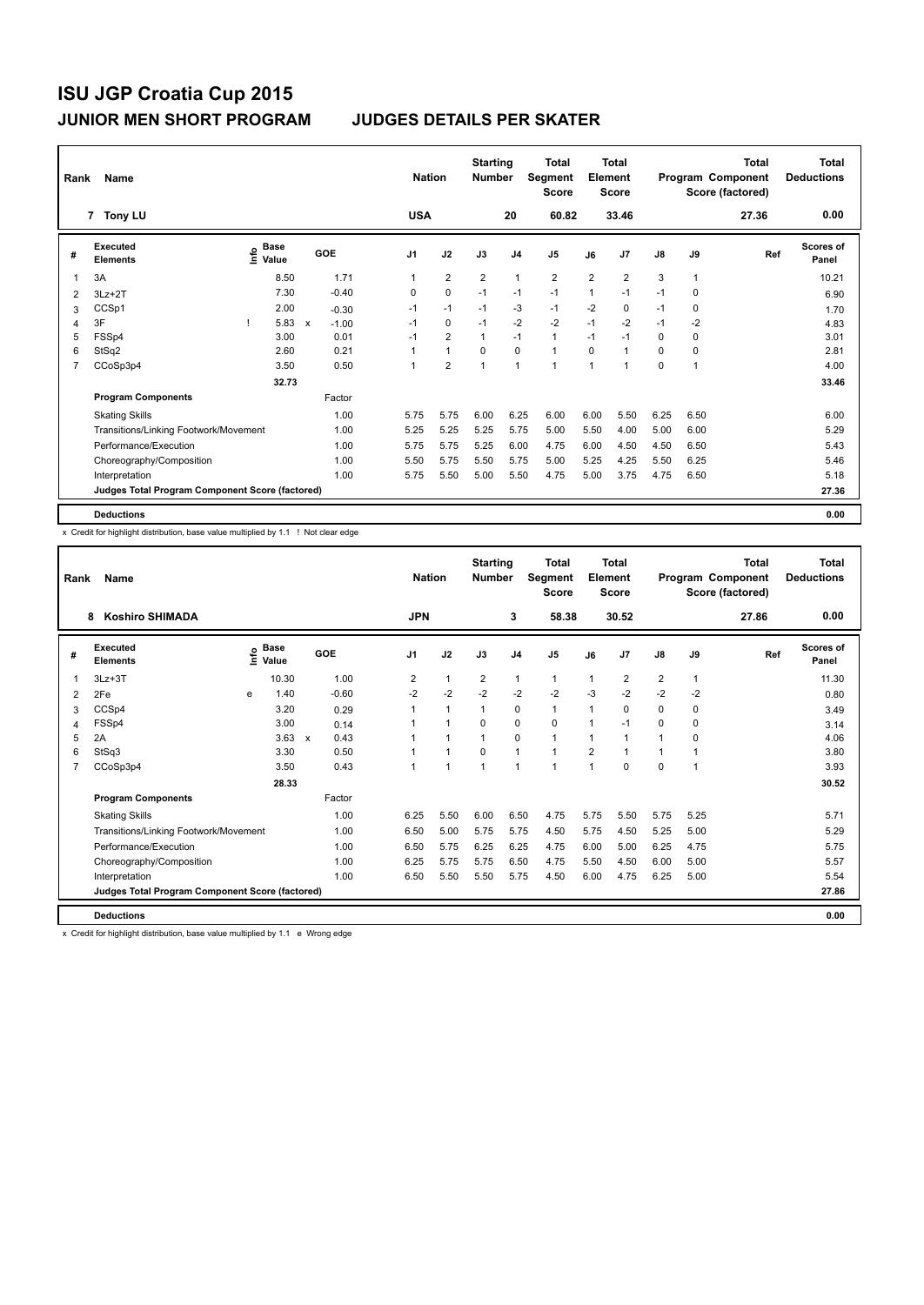# ISU JGP Croatia Cup 2015

## JUNIOR MEN SHORT PROGRAM — JUDGES DETAILS PER SKATER

| Rank | Name | Nation | Starting Number | Total Segment Score | Total Element Score | Total Program Component Score (factored) | Total Deductions |
|---|---|---|---|---|---|---|---|
| 7 | Tony LU | USA | 20 | 60.82 | 33.46 | 27.36 | 0.00 |

| # | Executed Elements | Info | Base Value | | GOE | J1 | J2 | J3 | J4 | J5 | J6 | J7 | J8 | J9 | Ref | Scores of Panel |
|---|---|---|---|---|---|---|---|---|---|---|---|---|---|---|---|---|
| 1 | 3A | | 8.50 | | 1.71 | 1 | 2 | 2 | 1 | 2 | 2 | 2 | 3 | 1 | | 10.21 |
| 2 | 3Lz+2T | | 7.30 | | -0.40 | 0 | 0 | -1 | -1 | -1 | 1 | -1 | -1 | 0 | | 6.90 |
| 3 | CCSp1 | | 2.00 | | -0.30 | -1 | -1 | -1 | -3 | -1 | -2 | 0 | -1 | 0 | | 1.70 |
| 4 | 3F | ! | 5.83 | x | -1.00 | -1 | 0 | -1 | -2 | -2 | -1 | -2 | -1 | -2 | | 4.83 |
| 5 | FSSp4 | | 3.00 | | 0.01 | -1 | 2 | 1 | -1 | 1 | -1 | -1 | 0 | 0 | | 3.01 |
| 6 | StSq2 | | 2.60 | | 0.21 | 1 | 1 | 0 | 0 | 1 | 0 | 1 | 0 | 0 | | 2.81 |
| 7 | CCoSp3p4 | | 3.50 | | 0.50 | 1 | 2 | 1 | 1 | 1 | 1 | 1 | 0 | 1 | | 4.00 |
| | | | 32.73 | | | | | | | | | | | | | 33.46 |
| | **Program Components** | | | | Factor | | | | | | | | | | | |
| | Skating Skills | | | | 1.00 | 5.75 | 5.75 | 6.00 | 6.25 | 6.00 | 6.00 | 5.50 | 6.25 | 6.50 | | 6.00 |
| | Transitions/Linking Footwork/Movement | | | | 1.00 | 5.25 | 5.25 | 5.25 | 5.75 | 5.00 | 5.50 | 4.00 | 5.00 | 6.00 | | 5.29 |
| | Performance/Execution | | | | 1.00 | 5.75 | 5.75 | 5.25 | 6.00 | 4.75 | 6.00 | 4.50 | 4.50 | 6.50 | | 5.43 |
| | Choreography/Composition | | | | 1.00 | 5.50 | 5.75 | 5.50 | 5.75 | 5.00 | 5.25 | 4.25 | 5.50 | 6.25 | | 5.46 |
| | Interpretation | | | | 1.00 | 5.75 | 5.50 | 5.00 | 5.50 | 4.75 | 5.00 | 3.75 | 4.75 | 6.50 | | 5.18 |
| | Judges Total Program Component Score (factored) | | | | | | | | | | | | | | | 27.36 |
| | **Deductions** | | | | | | | | | | | | | | | 0.00 |

x Credit for highlight distribution, base value multiplied by 1.1 ! Not clear edge

| Rank | Name | Nation | Starting Number | Total Segment Score | Total Element Score | Total Program Component Score (factored) | Total Deductions |
|---|---|---|---|---|---|---|---|
| 8 | Koshiro SHIMADA | JPN | 3 | 58.38 | 30.52 | 27.86 | 0.00 |

| # | Executed Elements | Info | Base Value | | GOE | J1 | J2 | J3 | J4 | J5 | J6 | J7 | J8 | J9 | Ref | Scores of Panel |
|---|---|---|---|---|---|---|---|---|---|---|---|---|---|---|---|---|
| 1 | 3Lz+3T | | 10.30 | | 1.00 | 2 | 1 | 2 | 1 | 1 | 1 | 2 | 2 | 1 | | 11.30 |
| 2 | 2Fe | e | 1.40 | | -0.60 | -2 | -2 | -2 | -2 | -2 | -3 | -2 | -2 | -2 | | 0.80 |
| 3 | CCSp4 | | 3.20 | | 0.29 | 1 | 1 | 1 | 0 | 1 | 1 | 0 | 0 | 0 | | 3.49 |
| 4 | FSSp4 | | 3.00 | | 0.14 | 1 | 1 | 0 | 0 | 0 | 1 | -1 | 0 | 0 | | 3.14 |
| 5 | 2A | | 3.63 | x | 0.43 | 1 | 1 | 1 | 0 | 1 | 1 | 1 | 1 | 0 | | 4.06 |
| 6 | StSq3 | | 3.30 | | 0.50 | 1 | 1 | 0 | 1 | 1 | 2 | 1 | 1 | 1 | | 3.80 |
| 7 | CCoSp3p4 | | 3.50 | | 0.43 | 1 | 1 | 1 | 1 | 1 | 1 | 0 | 0 | 1 | | 3.93 |
| | | | 28.33 | | | | | | | | | | | | | 30.52 |
| | **Program Components** | | | | Factor | | | | | | | | | | | |
| | Skating Skills | | | | 1.00 | 6.25 | 5.50 | 6.00 | 6.50 | 4.75 | 5.75 | 5.50 | 5.75 | 5.25 | | 5.71 |
| | Transitions/Linking Footwork/Movement | | | | 1.00 | 6.50 | 5.00 | 5.75 | 5.75 | 4.50 | 5.75 | 4.50 | 5.25 | 5.00 | | 5.29 |
| | Performance/Execution | | | | 1.00 | 6.50 | 5.75 | 6.25 | 6.25 | 4.75 | 6.00 | 5.00 | 6.25 | 4.75 | | 5.75 |
| | Choreography/Composition | | | | 1.00 | 6.25 | 5.75 | 5.75 | 6.50 | 4.75 | 5.50 | 4.50 | 6.00 | 5.00 | | 5.57 |
| | Interpretation | | | | 1.00 | 6.50 | 5.50 | 5.50 | 5.75 | 4.50 | 6.00 | 4.75 | 6.25 | 5.00 | | 5.54 |
| | Judges Total Program Component Score (factored) | | | | | | | | | | | | | | | 27.86 |
| | **Deductions** | | | | | | | | | | | | | | | 0.00 |

x Credit for highlight distribution, base value multiplied by 1.1 e Wrong edge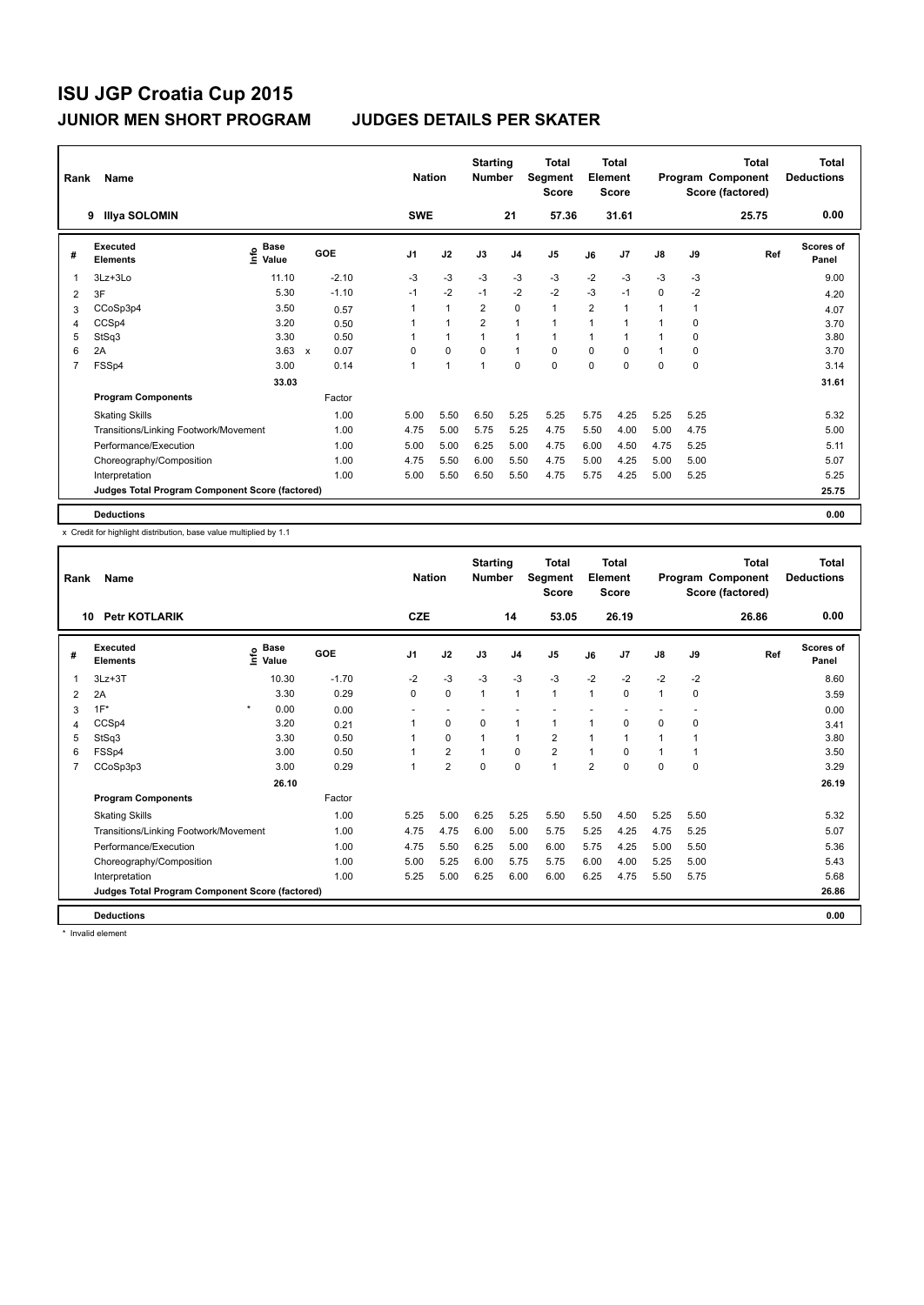# ISU JGP Croatia Cup 2015

## JUNIOR MEN SHORT PROGRAM — JUDGES DETAILS PER SKATER

| Rank | Name | Nation | Starting Number | Total Segment Score | Total Element Score | Total Program Component Score (factored) | Total Deductions |
|---|---|---|---|---|---|---|---|
| 9 | Illya SOLOMIN | SWE | 21 | 57.36 | 31.61 | 25.75 | 0.00 |

| # | Executed Elements | Info | Base Value | | GOE | J1 | J2 | J3 | J4 | J5 | J6 | J7 | J8 | J9 | Ref | Scores of Panel |
|---|---|---|---|---|---|---|---|---|---|---|---|---|---|---|---|---|
| 1 | 3Lz+3Lo | | 11.10 | | -2.10 | -3 | -3 | -3 | -3 | -3 | -2 | -3 | -3 | -3 | | 9.00 |
| 2 | 3F | | 5.30 | | -1.10 | -1 | -2 | -1 | -2 | -2 | -3 | -1 | 0 | -2 | | 4.20 |
| 3 | CCoSp3p4 | | 3.50 | | 0.57 | 1 | 1 | 2 | 0 | 1 | 2 | 1 | 1 | 1 | | 4.07 |
| 4 | CCSp4 | | 3.20 | | 0.50 | 1 | 1 | 2 | 1 | 1 | 1 | 1 | 1 | 0 | | 3.70 |
| 5 | StSq3 | | 3.30 | | 0.50 | 1 | 1 | 1 | 1 | 1 | 1 | 1 | 1 | 0 | | 3.80 |
| 6 | 2A | | 3.63 | x | 0.07 | 0 | 0 | 0 | 1 | 0 | 0 | 0 | 1 | 0 | | 3.70 |
| 7 | FSSp4 | | 3.00 | | 0.14 | 1 | 1 | 1 | 0 | 0 | 0 | 0 | 0 | 0 | | 3.14 |
| | | | 33.03 | | | | | | | | | | | | | 31.61 |
| | **Program Components** | | | | Factor | | | | | | | | | | | |
| | Skating Skills | | | | 1.00 | 5.00 | 5.50 | 6.50 | 5.25 | 5.25 | 5.75 | 4.25 | 5.25 | 5.25 | | 5.32 |
| | Transitions/Linking Footwork/Movement | | | | 1.00 | 4.75 | 5.00 | 5.75 | 5.25 | 4.75 | 5.50 | 4.00 | 5.00 | 4.75 | | 5.00 |
| | Performance/Execution | | | | 1.00 | 5.00 | 5.00 | 6.25 | 5.00 | 4.75 | 6.00 | 4.50 | 4.75 | 5.25 | | 5.11 |
| | Choreography/Composition | | | | 1.00 | 4.75 | 5.50 | 6.00 | 5.50 | 4.75 | 5.00 | 4.25 | 5.00 | 5.00 | | 5.07 |
| | Interpretation | | | | 1.00 | 5.00 | 5.50 | 6.50 | 5.50 | 4.75 | 5.75 | 4.25 | 5.00 | 5.25 | | 5.25 |
| | Judges Total Program Component Score (factored) | | | | | | | | | | | | | | | 25.75 |
| | **Deductions** | | | | | | | | | | | | | | | 0.00 |

x Credit for highlight distribution, base value multiplied by 1.1

| Rank | Name | Nation | Starting Number | Total Segment Score | Total Element Score | Total Program Component Score (factored) | Total Deductions |
|---|---|---|---|---|---|---|---|
| 10 | Petr KOTLARIK | CZE | 14 | 53.05 | 26.19 | 26.86 | 0.00 |

| # | Executed Elements | Info | Base Value | GOE | J1 | J2 | J3 | J4 | J5 | J6 | J7 | J8 | J9 | Ref | Scores of Panel |
|---|---|---|---|---|---|---|---|---|---|---|---|---|---|---|---|
| 1 | 3Lz+3T | | 10.30 | -1.70 | -2 | -3 | -3 | -3 | -3 | -2 | -2 | -2 | -2 | | 8.60 |
| 2 | 2A | | 3.30 | 0.29 | 0 | 0 | 1 | 1 | 1 | 1 | 0 | 1 | 0 | | 3.59 |
| 3 | 1F* | * | 0.00 | 0.00 | - | - | - | - | - | - | - | - | - | | 0.00 |
| 4 | CCSp4 | | 3.20 | 0.21 | 1 | 0 | 0 | 1 | 1 | 1 | 0 | 0 | 0 | | 3.41 |
| 5 | StSq3 | | 3.30 | 0.50 | 1 | 0 | 1 | 1 | 2 | 1 | 1 | 1 | 1 | | 3.80 |
| 6 | FSSp4 | | 3.00 | 0.50 | 1 | 2 | 1 | 0 | 2 | 1 | 0 | 1 | 1 | | 3.50 |
| 7 | CCoSp3p3 | | 3.00 | 0.29 | 1 | 2 | 0 | 0 | 1 | 2 | 0 | 0 | 0 | | 3.29 |
| | | | 26.10 | | | | | | | | | | | | 26.19 |
| | **Program Components** | | | Factor | | | | | | | | | | | |
| | Skating Skills | | | 1.00 | 5.25 | 5.00 | 6.25 | 5.25 | 5.50 | 5.50 | 4.50 | 5.25 | 5.50 | | 5.32 |
| | Transitions/Linking Footwork/Movement | | | 1.00 | 4.75 | 4.75 | 6.00 | 5.00 | 5.75 | 5.25 | 4.25 | 4.75 | 5.25 | | 5.07 |
| | Performance/Execution | | | 1.00 | 4.75 | 5.50 | 6.25 | 5.00 | 6.00 | 5.75 | 4.25 | 5.00 | 5.50 | | 5.36 |
| | Choreography/Composition | | | 1.00 | 5.00 | 5.25 | 6.00 | 5.75 | 5.75 | 6.00 | 4.00 | 5.25 | 5.00 | | 5.43 |
| | Interpretation | | | 1.00 | 5.25 | 5.00 | 6.25 | 6.00 | 6.00 | 6.25 | 4.75 | 5.50 | 5.75 | | 5.68 |
| | Judges Total Program Component Score (factored) | | | | | | | | | | | | | | 26.86 |
| | **Deductions** | | | | | | | | | | | | | | 0.00 |

\* Invalid element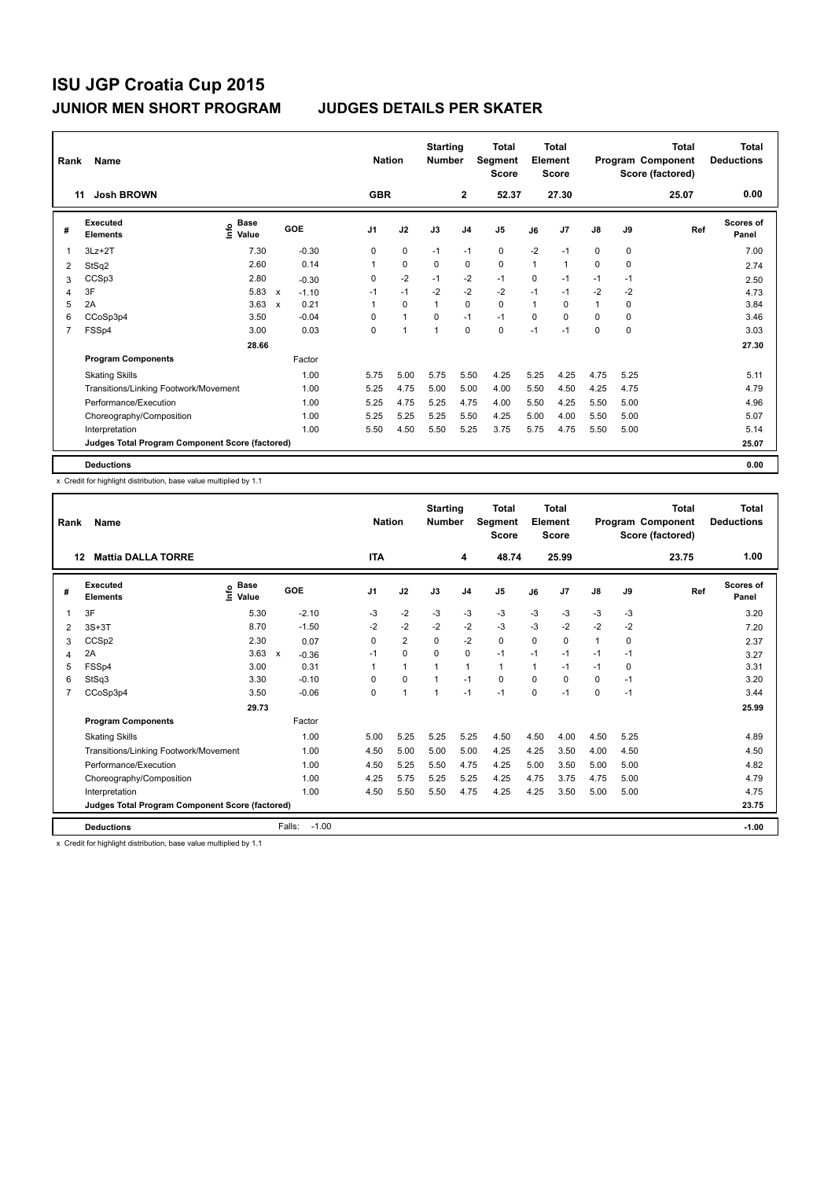# ISU JGP Croatia Cup 2015

## JUNIOR MEN SHORT PROGRAM — JUDGES DETAILS PER SKATER

| Rank | Name | Nation | Starting Number | Total Segment Score | Total Element Score | Total Program Component Score (factored) | Total Deductions |
|---|---|---|---|---|---|---|---|
| 11 | Josh BROWN | GBR | 2 | 52.37 | 27.30 | 25.07 | 0.00 |

| # | Executed Elements | Info | Base Value | | GOE | J1 | J2 | J3 | J4 | J5 | J6 | J7 | J8 | J9 | Ref | Scores of Panel |
|---|---|---|---|---|---|---|---|---|---|---|---|---|---|---|---|---|
| 1 | 3Lz+2T | | 7.30 | | -0.30 | 0 | 0 | -1 | -1 | 0 | -2 | -1 | 0 | 0 | | 7.00 |
| 2 | StSq2 | | 2.60 | | 0.14 | 1 | 0 | 0 | 0 | 0 | 1 | 1 | 0 | 0 | | 2.74 |
| 3 | CCSp3 | | 2.80 | | -0.30 | 0 | -2 | -1 | -2 | -1 | 0 | -1 | -1 | -1 | | 2.50 |
| 4 | 3F | | 5.83 | x | -1.10 | -1 | -1 | -2 | -2 | -2 | -1 | -1 | -2 | -2 | | 4.73 |
| 5 | 2A | | 3.63 | x | 0.21 | 1 | 0 | 1 | 0 | 0 | 1 | 0 | 1 | 0 | | 3.84 |
| 6 | CCoSp3p4 | | 3.50 | | -0.04 | 0 | 1 | 0 | -1 | -1 | 0 | 0 | 0 | 0 | | 3.46 |
| 7 | FSSp4 | | 3.00 | | 0.03 | 0 | 1 | 1 | 0 | 0 | -1 | -1 | 0 | 0 | | 3.03 |
| | | | 28.66 | | | | | | | | | | | | | 27.30 |
| | **Program Components** | | | | Factor | | | | | | | | | | | |
| | Skating Skills | | | | 1.00 | 5.75 | 5.00 | 5.75 | 5.50 | 4.25 | 5.25 | 4.25 | 4.75 | 5.25 | | 5.11 |
| | Transitions/Linking Footwork/Movement | | | | 1.00 | 5.25 | 4.75 | 5.00 | 5.00 | 4.00 | 5.50 | 4.50 | 4.25 | 4.75 | | 4.79 |
| | Performance/Execution | | | | 1.00 | 5.25 | 4.75 | 5.25 | 4.75 | 4.00 | 5.50 | 4.25 | 5.50 | 5.00 | | 4.96 |
| | Choreography/Composition | | | | 1.00 | 5.25 | 5.25 | 5.25 | 5.50 | 4.25 | 5.00 | 4.00 | 5.50 | 5.00 | | 5.07 |
| | Interpretation | | | | 1.00 | 5.50 | 4.50 | 5.50 | 5.25 | 3.75 | 5.75 | 4.75 | 5.50 | 5.00 | | 5.14 |
| | Judges Total Program Component Score (factored) | | | | | | | | | | | | | | | 25.07 |
| | **Deductions** | | | | | | | | | | | | | | | 0.00 |

x Credit for highlight distribution, base value multiplied by 1.1

| Rank | Name | Nation | Starting Number | Total Segment Score | Total Element Score | Total Program Component Score (factored) | Total Deductions |
|---|---|---|---|---|---|---|---|
| 12 | Mattia DALLA TORRE | ITA | 4 | 48.74 | 25.99 | 23.75 | 1.00 |

| # | Executed Elements | Info | Base Value | | GOE | J1 | J2 | J3 | J4 | J5 | J6 | J7 | J8 | J9 | Ref | Scores of Panel |
|---|---|---|---|---|---|---|---|---|---|---|---|---|---|---|---|---|
| 1 | 3F | | 5.30 | | -2.10 | -3 | -2 | -3 | -3 | -3 | -3 | -3 | -3 | -3 | | 3.20 |
| 2 | 3S+3T | | 8.70 | | -1.50 | -2 | -2 | -2 | -2 | -3 | -3 | -2 | -2 | -2 | | 7.20 |
| 3 | CCSp2 | | 2.30 | | 0.07 | 0 | 2 | 0 | -2 | 0 | 0 | 0 | 1 | 0 | | 2.37 |
| 4 | 2A | | 3.63 | x | -0.36 | -1 | 0 | 0 | 0 | -1 | -1 | -1 | -1 | -1 | | 3.27 |
| 5 | FSSp4 | | 3.00 | | 0.31 | 1 | 1 | 1 | 1 | 1 | 1 | -1 | -1 | 0 | | 3.31 |
| 6 | StSq3 | | 3.30 | | -0.10 | 0 | 0 | 1 | -1 | 0 | 0 | 0 | 0 | -1 | | 3.20 |
| 7 | CCoSp3p4 | | 3.50 | | -0.06 | 0 | 1 | 1 | -1 | -1 | 0 | -1 | 0 | -1 | | 3.44 |
| | | | 29.73 | | | | | | | | | | | | | 25.99 |
| | **Program Components** | | | | Factor | | | | | | | | | | | |
| | Skating Skills | | | | 1.00 | 5.00 | 5.25 | 5.25 | 5.25 | 4.50 | 4.50 | 4.00 | 4.50 | 5.25 | | 4.89 |
| | Transitions/Linking Footwork/Movement | | | | 1.00 | 4.50 | 5.00 | 5.00 | 5.00 | 4.25 | 4.25 | 3.50 | 4.00 | 4.50 | | 4.50 |
| | Performance/Execution | | | | 1.00 | 4.50 | 5.25 | 5.50 | 4.75 | 4.25 | 5.00 | 3.50 | 5.00 | 5.00 | | 4.82 |
| | Choreography/Composition | | | | 1.00 | 4.25 | 5.75 | 5.25 | 5.25 | 4.25 | 4.75 | 3.75 | 4.75 | 5.00 | | 4.79 |
| | Interpretation | | | | 1.00 | 4.50 | 5.50 | 5.50 | 4.75 | 4.25 | 4.25 | 3.50 | 5.00 | 5.00 | | 4.75 |
| | Judges Total Program Component Score (factored) | | | | | | | | | | | | | | | 23.75 |
| | **Deductions** | | | Falls: | -1.00 | | | | | | | | | | | -1.00 |

x Credit for highlight distribution, base value multiplied by 1.1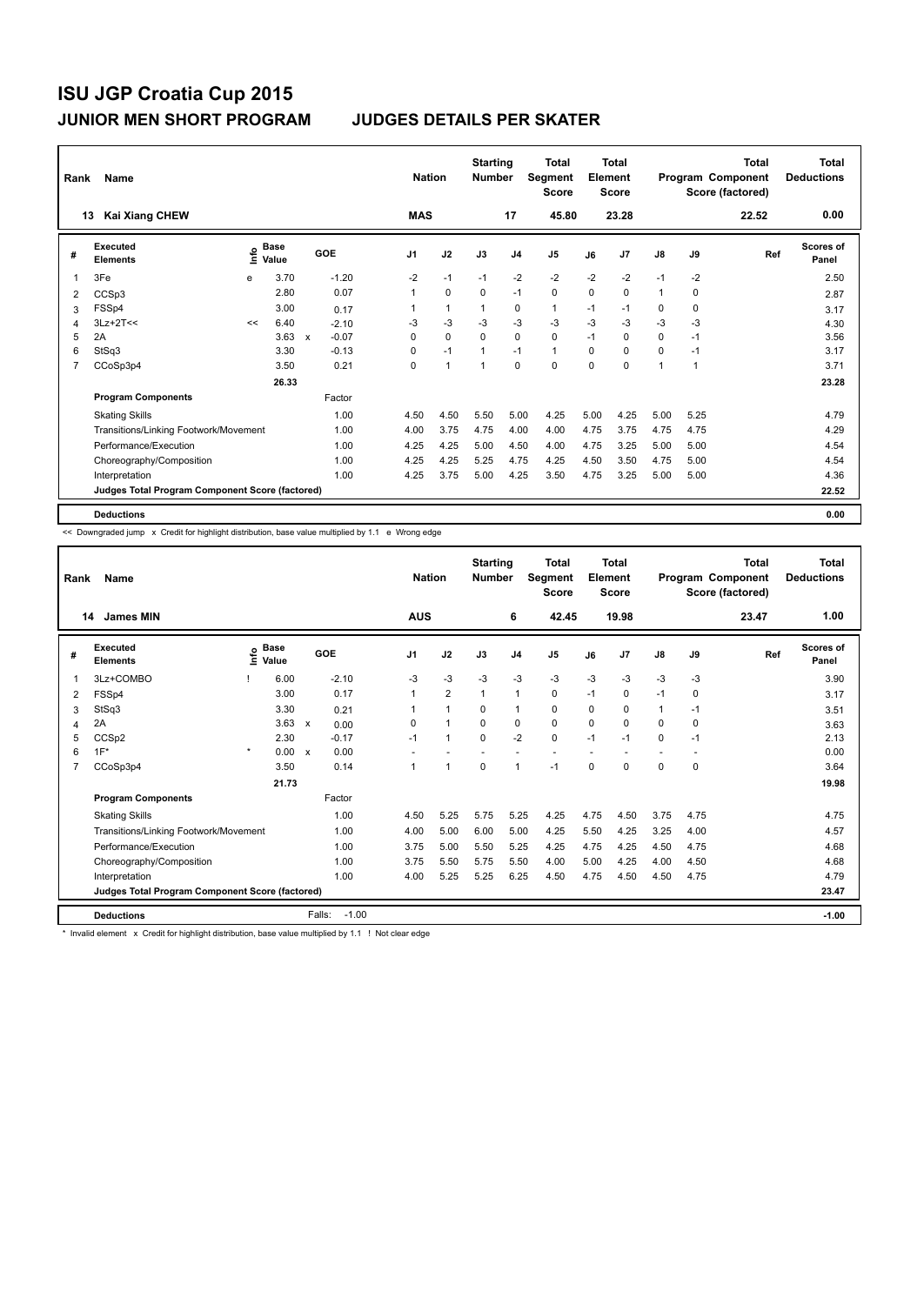# ISU JGP Croatia Cup 2015

## JUNIOR MEN SHORT PROGRAM — JUDGES DETAILS PER SKATER

| Rank | Name | Nation | Starting Number | Total Segment Score | Total Element Score | Total Program Component Score (factored) | Total Deductions |
|---|---|---|---|---|---|---|---|
| 13 | Kai Xiang CHEW | MAS | 17 | 45.80 | 23.28 | 22.52 | 0.00 |

| # | Executed Elements | Info | Base Value | | GOE | J1 | J2 | J3 | J4 | J5 | J6 | J7 | J8 | J9 | Ref | Scores of Panel |
|---|---|---|---|---|---|---|---|---|---|---|---|---|---|---|---|---|
| 1 | 3Fe | e | 3.70 | | -1.20 | -2 | -1 | -1 | -2 | -2 | -2 | -2 | -1 | -2 | | 2.50 |
| 2 | CCSp3 | | 2.80 | | 0.07 | 1 | 0 | 0 | -1 | 0 | 0 | 0 | 1 | 0 | | 2.87 |
| 3 | FSSp4 | | 3.00 | | 0.17 | 1 | 1 | 1 | 0 | 1 | -1 | -1 | 0 | 0 | | 3.17 |
| 4 | 3Lz+2T<< | << | 6.40 | | -2.10 | -3 | -3 | -3 | -3 | -3 | -3 | -3 | -3 | -3 | | 4.30 |
| 5 | 2A | | 3.63 | x | -0.07 | 0 | 0 | 0 | 0 | 0 | -1 | 0 | 0 | -1 | | 3.56 |
| 6 | StSq3 | | 3.30 | | -0.13 | 0 | -1 | 1 | -1 | 1 | 0 | 0 | 0 | -1 | | 3.17 |
| 7 | CCoSp3p4 | | 3.50 | | 0.21 | 0 | 1 | 1 | 0 | 0 | 0 | 0 | 1 | 1 | | 3.71 |
| | | | 26.33 | | | | | | | | | | | | | 23.28 |
| | **Program Components** | | | | Factor | | | | | | | | | | | |
| | Skating Skills | | | | 1.00 | 4.50 | 4.50 | 5.50 | 5.00 | 4.25 | 5.00 | 4.25 | 5.00 | 5.25 | | 4.79 |
| | Transitions/Linking Footwork/Movement | | | | 1.00 | 4.00 | 3.75 | 4.75 | 4.00 | 4.00 | 4.75 | 3.75 | 4.75 | 4.75 | | 4.29 |
| | Performance/Execution | | | | 1.00 | 4.25 | 4.25 | 5.00 | 4.50 | 4.00 | 4.75 | 3.25 | 5.00 | 5.00 | | 4.54 |
| | Choreography/Composition | | | | 1.00 | 4.25 | 4.25 | 5.25 | 4.75 | 4.25 | 4.50 | 3.50 | 4.75 | 5.00 | | 4.54 |
| | Interpretation | | | | 1.00 | 4.25 | 3.75 | 5.00 | 4.25 | 3.50 | 4.75 | 3.25 | 5.00 | 5.00 | | 4.36 |
| | **Judges Total Program Component Score (factored)** | | | | | | | | | | | | | | | 22.52 |
| | **Deductions** | | | | | | | | | | | | | | | 0.00 |

<< Downgraded jump x Credit for highlight distribution, base value multiplied by 1.1 e Wrong edge

| Rank | Name | Nation | Starting Number | Total Segment Score | Total Element Score | Total Program Component Score (factored) | Total Deductions |
|---|---|---|---|---|---|---|---|
| 14 | James MIN | AUS | 6 | 42.45 | 19.98 | 23.47 | 1.00 |

| # | Executed Elements | Info | Base Value | | GOE | J1 | J2 | J3 | J4 | J5 | J6 | J7 | J8 | J9 | Ref | Scores of Panel |
|---|---|---|---|---|---|---|---|---|---|---|---|---|---|---|---|---|
| 1 | 3Lz+COMBO | ! | 6.00 | | -2.10 | -3 | -3 | -3 | -3 | -3 | -3 | -3 | -3 | -3 | | 3.90 |
| 2 | FSSp4 | | 3.00 | | 0.17 | 1 | 2 | 1 | 1 | 0 | -1 | 0 | -1 | 0 | | 3.17 |
| 3 | StSq3 | | 3.30 | | 0.21 | 1 | 1 | 0 | 1 | 0 | 0 | 0 | 1 | -1 | | 3.51 |
| 4 | 2A | | 3.63 | x | 0.00 | 0 | 1 | 0 | 0 | 0 | 0 | 0 | 0 | 0 | | 3.63 |
| 5 | CCSp2 | | 2.30 | | -0.17 | -1 | 1 | 0 | -2 | 0 | -1 | -1 | 0 | -1 | | 2.13 |
| 6 | 1F* | * | 0.00 | x | 0.00 | - | - | - | - | - | - | - | - | - | | 0.00 |
| 7 | CCoSp3p4 | | 3.50 | | 0.14 | 1 | 1 | 0 | 1 | -1 | 0 | 0 | 0 | 0 | | 3.64 |
| | | | 21.73 | | | | | | | | | | | | | 19.98 |
| | **Program Components** | | | | Factor | | | | | | | | | | | |
| | Skating Skills | | | | 1.00 | 4.50 | 5.25 | 5.75 | 5.25 | 4.25 | 4.75 | 4.50 | 3.75 | 4.75 | | 4.75 |
| | Transitions/Linking Footwork/Movement | | | | 1.00 | 4.00 | 5.00 | 6.00 | 5.00 | 4.25 | 5.50 | 4.25 | 3.25 | 4.00 | | 4.57 |
| | Performance/Execution | | | | 1.00 | 3.75 | 5.00 | 5.50 | 5.25 | 4.25 | 4.75 | 4.25 | 4.50 | 4.75 | | 4.68 |
| | Choreography/Composition | | | | 1.00 | 3.75 | 5.50 | 5.75 | 5.50 | 4.00 | 5.00 | 4.25 | 4.00 | 4.50 | | 4.68 |
| | Interpretation | | | | 1.00 | 4.00 | 5.25 | 5.25 | 6.25 | 4.50 | 4.75 | 4.50 | 4.50 | 4.75 | | 4.79 |
| | **Judges Total Program Component Score (factored)** | | | | | | | | | | | | | | | 23.47 |
| | **Deductions** | | | | Falls: -1.00 | | | | | | | | | | | -1.00 |

\* Invalid element x Credit for highlight distribution, base value multiplied by 1.1 ! Not clear edge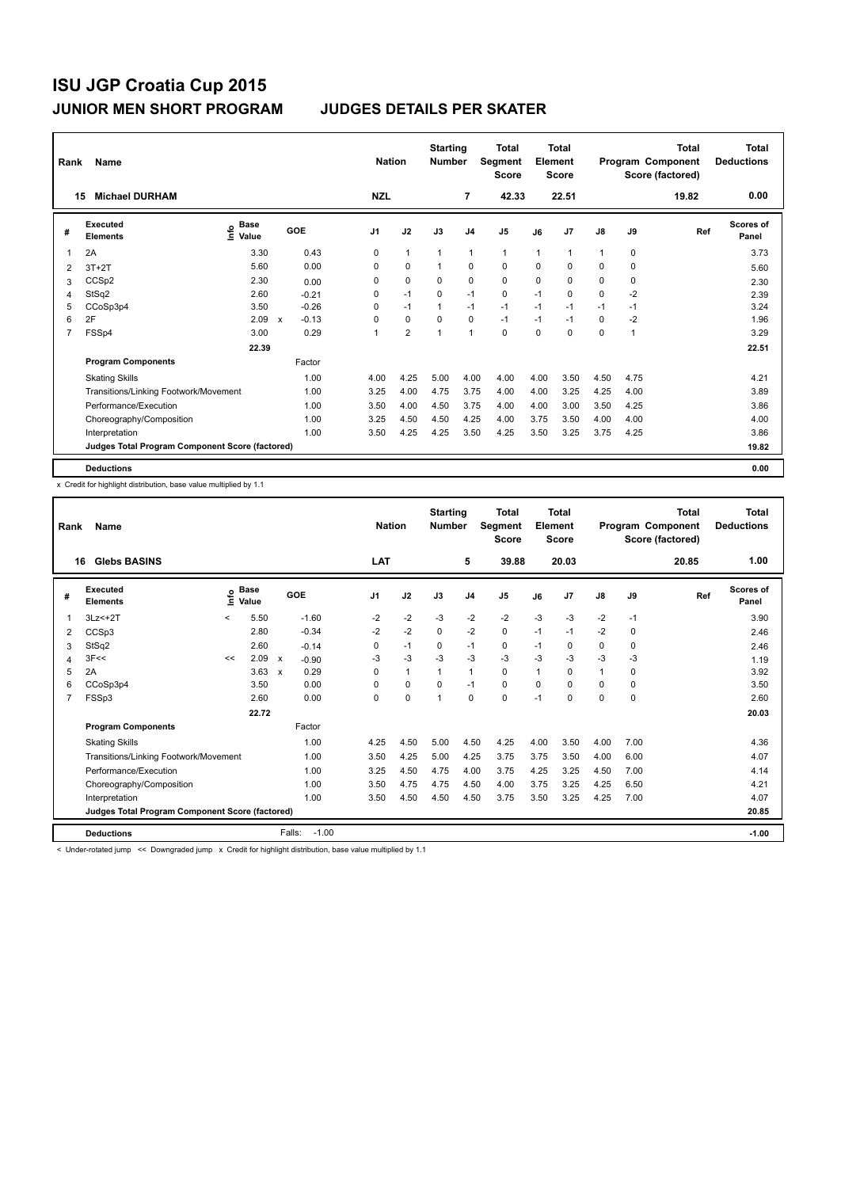# ISU JGP Croatia Cup 2015

## JUNIOR MEN SHORT PROGRAM — JUDGES DETAILS PER SKATER

| Rank | Name | Nation | Starting Number | Total Segment Score | Total Element Score | Total Program Component Score (factored) | Total Deductions |
|---|---|---|---|---|---|---|---|
| 15 | Michael DURHAM | NZL | 7 | 42.33 | 22.51 | 19.82 | 0.00 |

| # | Executed Elements | Info | Base Value | | GOE | J1 | J2 | J3 | J4 | J5 | J6 | J7 | J8 | J9 | Ref | Scores of Panel |
|---|---|---|---|---|---|---|---|---|---|---|---|---|---|---|---|---|
| 1 | 2A | | 3.30 | | 0.43 | 0 | 1 | 1 | 1 | 1 | 1 | 1 | 1 | 0 | | 3.73 |
| 2 | 3T+2T | | 5.60 | | 0.00 | 0 | 0 | 1 | 0 | 0 | 0 | 0 | 0 | 0 | | 5.60 |
| 3 | CCSp2 | | 2.30 | | 0.00 | 0 | 0 | 0 | 0 | 0 | 0 | 0 | 0 | 0 | | 2.30 |
| 4 | StSq2 | | 2.60 | | -0.21 | 0 | -1 | 0 | -1 | 0 | -1 | 0 | 0 | -2 | | 2.39 |
| 5 | CCoSp3p4 | | 3.50 | | -0.26 | 0 | -1 | 1 | -1 | -1 | -1 | -1 | -1 | -1 | | 3.24 |
| 6 | 2F | | 2.09 | x | -0.13 | 0 | 0 | 0 | 0 | -1 | -1 | -1 | 0 | -2 | | 1.96 |
| 7 | FSSp4 | | 3.00 | | 0.29 | 1 | 2 | 1 | 1 | 0 | 0 | 0 | 0 | 1 | | 3.29 |
| | | | 22.39 | | | | | | | | | | | | | 22.51 |
| | **Program Components** | | | | Factor | | | | | | | | | | | |
| | Skating Skills | | | | 1.00 | 4.00 | 4.25 | 5.00 | 4.00 | 4.00 | 4.00 | 3.50 | 4.50 | 4.75 | | 4.21 |
| | Transitions/Linking Footwork/Movement | | | | 1.00 | 3.25 | 4.00 | 4.75 | 3.75 | 4.00 | 4.00 | 3.25 | 4.25 | 4.00 | | 3.89 |
| | Performance/Execution | | | | 1.00 | 3.50 | 4.00 | 4.50 | 3.75 | 4.00 | 4.00 | 3.00 | 3.50 | 4.25 | | 3.86 |
| | Choreography/Composition | | | | 1.00 | 3.25 | 4.50 | 4.50 | 4.25 | 4.00 | 3.75 | 3.50 | 4.00 | 4.00 | | 4.00 |
| | Interpretation | | | | 1.00 | 3.50 | 4.25 | 4.25 | 3.50 | 4.25 | 3.50 | 3.25 | 3.75 | 4.25 | | 3.86 |
| | **Judges Total Program Component Score (factored)** | | | | | | | | | | | | | | | 19.82 |
| | **Deductions** | | | | | | | | | | | | | | | 0.00 |

x Credit for highlight distribution, base value multiplied by 1.1

| Rank | Name | Nation | Starting Number | Total Segment Score | Total Element Score | Total Program Component Score (factored) | Total Deductions |
|---|---|---|---|---|---|---|---|
| 16 | Glebs BASINS | LAT | 5 | 39.88 | 20.03 | 20.85 | 1.00 |

| # | Executed Elements | Info | Base Value | | GOE | J1 | J2 | J3 | J4 | J5 | J6 | J7 | J8 | J9 | Ref | Scores of Panel |
|---|---|---|---|---|---|---|---|---|---|---|---|---|---|---|---|---|
| 1 | 3Lz<+2T | < | 5.50 | | -1.60 | -2 | -2 | -3 | -2 | -2 | -3 | -3 | -2 | -1 | | 3.90 |
| 2 | CCSp3 | | 2.80 | | -0.34 | -2 | -2 | 0 | -2 | 0 | -1 | -1 | -2 | 0 | | 2.46 |
| 3 | StSq2 | | 2.60 | | -0.14 | 0 | -1 | 0 | -1 | 0 | -1 | 0 | 0 | 0 | | 2.46 |
| 4 | 3F<< | << | 2.09 | x | -0.90 | -3 | -3 | -3 | -3 | -3 | -3 | -3 | -3 | -3 | | 1.19 |
| 5 | 2A | | 3.63 | x | 0.29 | 0 | 1 | 1 | 1 | 0 | 1 | 0 | 1 | 0 | | 3.92 |
| 6 | CCoSp3p4 | | 3.50 | | 0.00 | 0 | 0 | 0 | -1 | 0 | 0 | 0 | 0 | 0 | | 3.50 |
| 7 | FSSp3 | | 2.60 | | 0.00 | 0 | 0 | 1 | 0 | 0 | -1 | 0 | 0 | 0 | | 2.60 |
| | | | 22.72 | | | | | | | | | | | | | 20.03 |
| | **Program Components** | | | | Factor | | | | | | | | | | | |
| | Skating Skills | | | | 1.00 | 4.25 | 4.50 | 5.00 | 4.50 | 4.25 | 4.00 | 3.50 | 4.00 | 7.00 | | 4.36 |
| | Transitions/Linking Footwork/Movement | | | | 1.00 | 3.50 | 4.25 | 5.00 | 4.25 | 3.75 | 3.75 | 3.50 | 4.00 | 6.00 | | 4.07 |
| | Performance/Execution | | | | 1.00 | 3.25 | 4.50 | 4.75 | 4.00 | 3.75 | 4.25 | 3.25 | 4.50 | 7.00 | | 4.14 |
| | Choreography/Composition | | | | 1.00 | 3.50 | 4.75 | 4.75 | 4.50 | 4.00 | 3.75 | 3.25 | 4.25 | 6.50 | | 4.21 |
| | Interpretation | | | | 1.00 | 3.50 | 4.50 | 4.50 | 4.50 | 3.75 | 3.50 | 3.25 | 4.25 | 7.00 | | 4.07 |
| | **Judges Total Program Component Score (factored)** | | | | | | | | | | | | | | | 20.85 |
| | **Deductions** | | | | Falls: -1.00 | | | | | | | | | | | -1.00 |

< Under-rotated jump << Downgraded jump x Credit for highlight distribution, base value multiplied by 1.1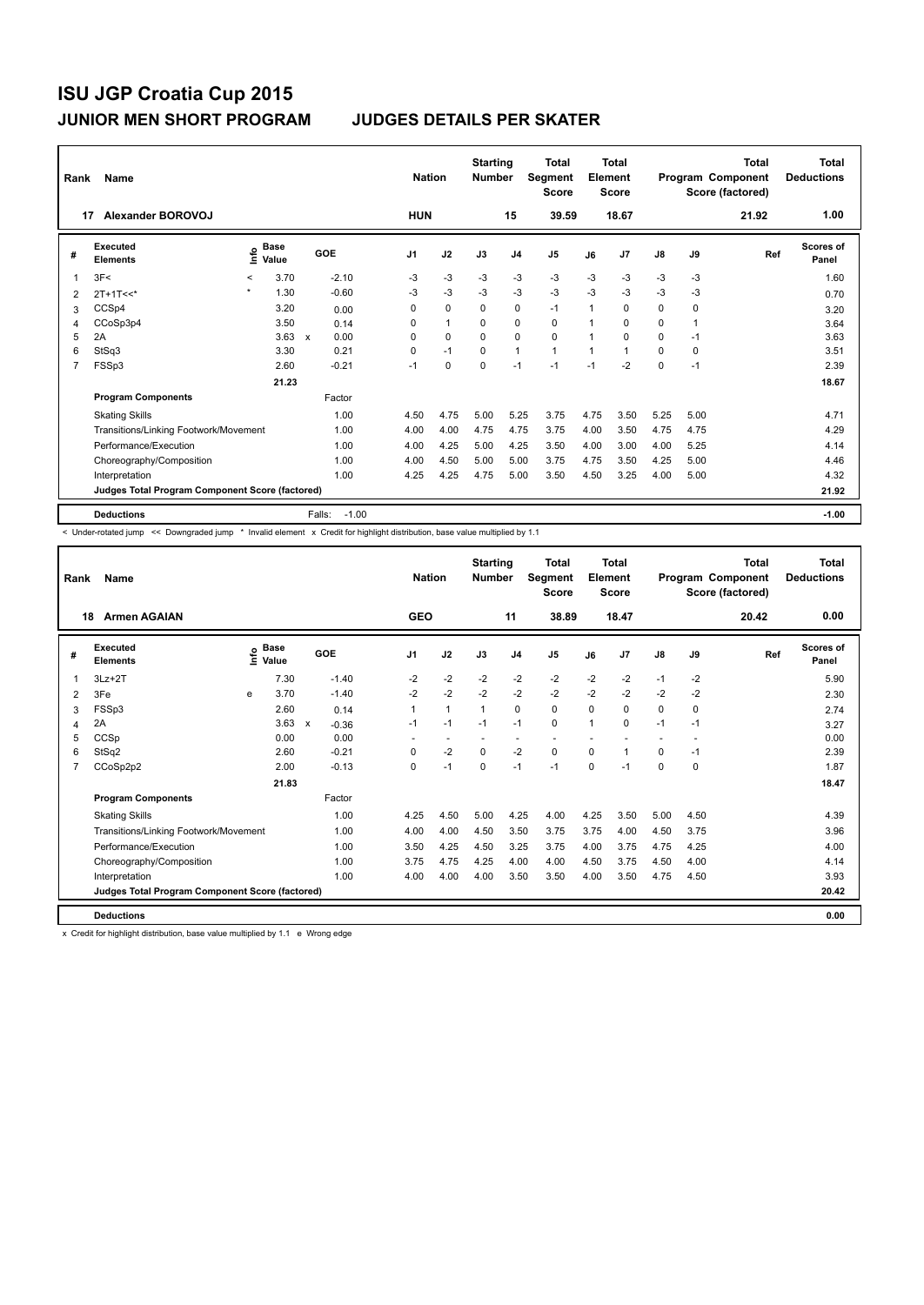# ISU JGP Croatia Cup 2015

## JUNIOR MEN SHORT PROGRAM — JUDGES DETAILS PER SKATER

| Rank | Name | Nation | Starting Number | Total Segment Score | Total Element Score | Total Program Component Score (factored) | Total Deductions |
|---|---|---|---|---|---|---|---|
| 17 | Alexander BOROVOJ | HUN | 15 | 39.59 | 18.67 | 21.92 | 1.00 |

| # | Executed Elements | Info | Base Value | | GOE | J1 | J2 | J3 | J4 | J5 | J6 | J7 | J8 | J9 | Ref | Scores of Panel |
|---|---|---|---|---|---|---|---|---|---|---|---|---|---|---|---|---|
| 1 | 3F< | < | 3.70 | | -2.10 | -3 | -3 | -3 | -3 | -3 | -3 | -3 | -3 | -3 | | 1.60 |
| 2 | 2T+1T<<* | * | 1.30 | | -0.60 | -3 | -3 | -3 | -3 | -3 | -3 | -3 | -3 | -3 | | 0.70 |
| 3 | CCSp4 | | 3.20 | | 0.00 | 0 | 0 | 0 | 0 | -1 | 1 | 0 | 0 | 0 | | 3.20 |
| 4 | CCoSp3p4 | | 3.50 | | 0.14 | 0 | 1 | 0 | 0 | 0 | 1 | 0 | 0 | 1 | | 3.64 |
| 5 | 2A | | 3.63 | x | 0.00 | 0 | 0 | 0 | 0 | 0 | 1 | 0 | 0 | -1 | | 3.63 |
| 6 | StSq3 | | 3.30 | | 0.21 | 0 | -1 | 0 | 1 | 1 | 1 | 1 | 0 | 0 | | 3.51 |
| 7 | FSSp3 | | 2.60 | | -0.21 | -1 | 0 | 0 | -1 | -1 | -1 | -2 | 0 | -1 | | 2.39 |
| | | | 21.23 | | | | | | | | | | | | | 18.67 |
| | **Program Components** | | | | Factor | | | | | | | | | | | |
| | Skating Skills | | | | 1.00 | 4.50 | 4.75 | 5.00 | 5.25 | 3.75 | 4.75 | 3.50 | 5.25 | 5.00 | | 4.71 |
| | Transitions/Linking Footwork/Movement | | | | 1.00 | 4.00 | 4.00 | 4.75 | 4.75 | 3.75 | 4.00 | 3.50 | 4.75 | 4.75 | | 4.29 |
| | Performance/Execution | | | | 1.00 | 4.00 | 4.25 | 5.00 | 4.25 | 3.50 | 4.00 | 3.00 | 4.00 | 5.25 | | 4.14 |
| | Choreography/Composition | | | | 1.00 | 4.00 | 4.50 | 5.00 | 5.00 | 3.75 | 4.75 | 3.50 | 4.25 | 5.00 | | 4.46 |
| | Interpretation | | | | 1.00 | 4.25 | 4.25 | 4.75 | 5.00 | 3.50 | 4.50 | 3.25 | 4.00 | 5.00 | | 4.32 |
| | **Judges Total Program Component Score (factored)** | | | | | | | | | | | | | | | 21.92 |
| | **Deductions** | | | | Falls: -1.00 | | | | | | | | | | | -1.00 |

< Under-rotated jump << Downgraded jump * Invalid element x Credit for highlight distribution, base value multiplied by 1.1

| Rank | Name | Nation | Starting Number | Total Segment Score | Total Element Score | Total Program Component Score (factored) | Total Deductions |
|---|---|---|---|---|---|---|---|
| 18 | Armen AGAIAN | GEO | 11 | 38.89 | 18.47 | 20.42 | 0.00 |

| # | Executed Elements | Info | Base Value | | GOE | J1 | J2 | J3 | J4 | J5 | J6 | J7 | J8 | J9 | Ref | Scores of Panel |
|---|---|---|---|---|---|---|---|---|---|---|---|---|---|---|---|---|
| 1 | 3Lz+2T | | 7.30 | | -1.40 | -2 | -2 | -2 | -2 | -2 | -2 | -2 | -1 | -2 | | 5.90 |
| 2 | 3Fe | e | 3.70 | | -1.40 | -2 | -2 | -2 | -2 | -2 | -2 | -2 | -2 | -2 | | 2.30 |
| 3 | FSSp3 | | 2.60 | | 0.14 | 1 | 1 | 1 | 0 | 0 | 0 | 0 | 0 | 0 | | 2.74 |
| 4 | 2A | | 3.63 | x | -0.36 | -1 | -1 | -1 | -1 | 0 | 1 | 0 | -1 | -1 | | 3.27 |
| 5 | CCSp | | 0.00 | | 0.00 | - | - | - | - | - | - | - | - | - | | 0.00 |
| 6 | StSq2 | | 2.60 | | -0.21 | 0 | -2 | 0 | -2 | 0 | 0 | 1 | 0 | -1 | | 2.39 |
| 7 | CCoSp2p2 | | 2.00 | | -0.13 | 0 | -1 | 0 | -1 | -1 | 0 | -1 | 0 | 0 | | 1.87 |
| | | | 21.83 | | | | | | | | | | | | | 18.47 |
| | **Program Components** | | | | Factor | | | | | | | | | | | |
| | Skating Skills | | | | 1.00 | 4.25 | 4.50 | 5.00 | 4.25 | 4.00 | 4.25 | 3.50 | 5.00 | 4.50 | | 4.39 |
| | Transitions/Linking Footwork/Movement | | | | 1.00 | 4.00 | 4.00 | 4.50 | 3.50 | 3.75 | 3.75 | 4.00 | 4.50 | 3.75 | | 3.96 |
| | Performance/Execution | | | | 1.00 | 3.50 | 4.25 | 4.50 | 3.25 | 3.75 | 4.00 | 3.75 | 4.75 | 4.25 | | 4.00 |
| | Choreography/Composition | | | | 1.00 | 3.75 | 4.75 | 4.25 | 4.00 | 4.00 | 4.50 | 3.75 | 4.50 | 4.00 | | 4.14 |
| | Interpretation | | | | 1.00 | 4.00 | 4.00 | 4.00 | 3.50 | 3.50 | 4.00 | 3.50 | 4.75 | 4.50 | | 3.93 |
| | **Judges Total Program Component Score (factored)** | | | | | | | | | | | | | | | 20.42 |
| | **Deductions** | | | | | | | | | | | | | | | 0.00 |

x Credit for highlight distribution, base value multiplied by 1.1 e Wrong edge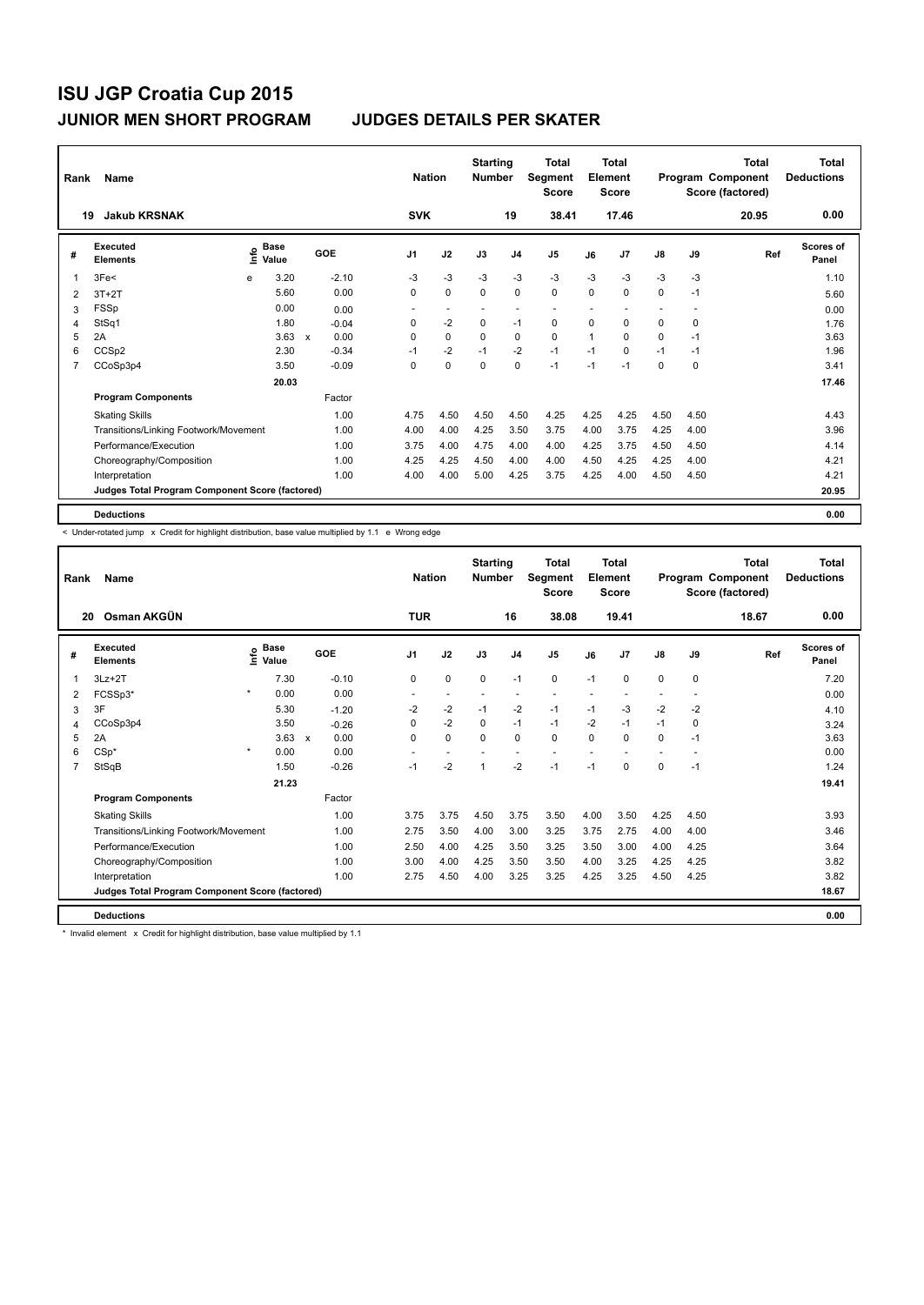# ISU JGP Croatia Cup 2015

## JUNIOR MEN SHORT PROGRAM — JUDGES DETAILS PER SKATER

| Rank | Name | Nation | Starting Number | Total Segment Score | Total Element Score | Total Program Component Score (factored) | Total Deductions |
|---|---|---|---|---|---|---|---|
| 19 | Jakub KRSNAK | SVK | 19 | 38.41 | 17.46 | 20.95 | 0.00 |

| # | Executed Elements | Info | Base Value | | GOE | J1 | J2 | J3 | J4 | J5 | J6 | J7 | J8 | J9 | Ref | Scores of Panel |
|---|---|---|---|---|---|---|---|---|---|---|---|---|---|---|---|---|
| 1 | 3Fe< | e | 3.20 | | -2.10 | -3 | -3 | -3 | -3 | -3 | -3 | -3 | -3 | -3 | | 1.10 |
| 2 | 3T+2T | | 5.60 | | 0.00 | 0 | 0 | 0 | 0 | 0 | 0 | 0 | 0 | -1 | | 5.60 |
| 3 | FSSp | | 0.00 | | 0.00 | - | - | - | - | - | - | - | - | - | | 0.00 |
| 4 | StSq1 | | 1.80 | | -0.04 | 0 | -2 | 0 | -1 | 0 | 0 | 0 | 0 | 0 | | 1.76 |
| 5 | 2A | | 3.63 | x | 0.00 | 0 | 0 | 0 | 0 | 0 | 1 | 0 | 0 | -1 | | 3.63 |
| 6 | CCSp2 | | 2.30 | | -0.34 | -1 | -2 | -1 | -2 | -1 | -1 | 0 | -1 | -1 | | 1.96 |
| 7 | CCoSp3p4 | | 3.50 | | -0.09 | 0 | 0 | 0 | 0 | -1 | -1 | -1 | 0 | 0 | | 3.41 |
| | | | 20.03 | | | | | | | | | | | | | 17.46 |
| | **Program Components** | | | | Factor | | | | | | | | | | | |
| | Skating Skills | | | | 1.00 | 4.75 | 4.50 | 4.50 | 4.50 | 4.25 | 4.25 | 4.25 | 4.50 | 4.50 | | 4.43 |
| | Transitions/Linking Footwork/Movement | | | | 1.00 | 4.00 | 4.00 | 4.25 | 3.50 | 3.75 | 4.00 | 3.75 | 4.25 | 4.00 | | 3.96 |
| | Performance/Execution | | | | 1.00 | 3.75 | 4.00 | 4.75 | 4.00 | 4.00 | 4.25 | 3.75 | 4.50 | 4.50 | | 4.14 |
| | Choreography/Composition | | | | 1.00 | 4.25 | 4.25 | 4.50 | 4.00 | 4.00 | 4.50 | 4.25 | 4.25 | 4.00 | | 4.21 |
| | Interpretation | | | | 1.00 | 4.00 | 4.00 | 5.00 | 4.25 | 3.75 | 4.25 | 4.00 | 4.50 | 4.50 | | 4.21 |
| | Judges Total Program Component Score (factored) | | | | | | | | | | | | | | | 20.95 |
| | **Deductions** | | | | | | | | | | | | | | | 0.00 |

< Under-rotated jump x Credit for highlight distribution, base value multiplied by 1.1 e Wrong edge

| Rank | Name | Nation | Starting Number | Total Segment Score | Total Element Score | Total Program Component Score (factored) | Total Deductions |
|---|---|---|---|---|---|---|---|
| 20 | Osman AKGÜN | TUR | 16 | 38.08 | 19.41 | 18.67 | 0.00 |

| # | Executed Elements | Info | Base Value | | GOE | J1 | J2 | J3 | J4 | J5 | J6 | J7 | J8 | J9 | Ref | Scores of Panel |
|---|---|---|---|---|---|---|---|---|---|---|---|---|---|---|---|---|
| 1 | 3Lz+2T | | 7.30 | | -0.10 | 0 | 0 | 0 | -1 | 0 | -1 | 0 | 0 | 0 | | 7.20 |
| 2 | FCSSp3* | * | 0.00 | | 0.00 | - | - | - | - | - | - | - | - | - | | 0.00 |
| 3 | 3F | | 5.30 | | -1.20 | -2 | -2 | -1 | -2 | -1 | -1 | -3 | -2 | -2 | | 4.10 |
| 4 | CCoSp3p4 | | 3.50 | | -0.26 | 0 | -2 | 0 | -1 | -1 | -2 | -1 | -1 | 0 | | 3.24 |
| 5 | 2A | | 3.63 | x | 0.00 | 0 | 0 | 0 | 0 | 0 | 0 | 0 | 0 | -1 | | 3.63 |
| 6 | CSp* | * | 0.00 | | 0.00 | - | - | - | - | - | - | - | - | - | | 0.00 |
| 7 | StSqB | | 1.50 | | -0.26 | -1 | -2 | 1 | -2 | -1 | -1 | 0 | 0 | -1 | | 1.24 |
| | | | 21.23 | | | | | | | | | | | | | 19.41 |
| | **Program Components** | | | | Factor | | | | | | | | | | | |
| | Skating Skills | | | | 1.00 | 3.75 | 3.75 | 4.50 | 3.75 | 3.50 | 4.00 | 3.50 | 4.25 | 4.50 | | 3.93 |
| | Transitions/Linking Footwork/Movement | | | | 1.00 | 2.75 | 3.50 | 4.00 | 3.00 | 3.25 | 3.75 | 2.75 | 4.00 | 4.00 | | 3.46 |
| | Performance/Execution | | | | 1.00 | 2.50 | 4.00 | 4.25 | 3.50 | 3.25 | 3.50 | 3.00 | 4.00 | 4.25 | | 3.64 |
| | Choreography/Composition | | | | 1.00 | 3.00 | 4.00 | 4.25 | 3.50 | 3.50 | 4.00 | 3.25 | 4.25 | 4.25 | | 3.82 |
| | Interpretation | | | | 1.00 | 2.75 | 4.50 | 4.00 | 3.25 | 3.25 | 4.25 | 3.25 | 4.50 | 4.25 | | 3.82 |
| | Judges Total Program Component Score (factored) | | | | | | | | | | | | | | | 18.67 |
| | **Deductions** | | | | | | | | | | | | | | | 0.00 |

* Invalid element x Credit for highlight distribution, base value multiplied by 1.1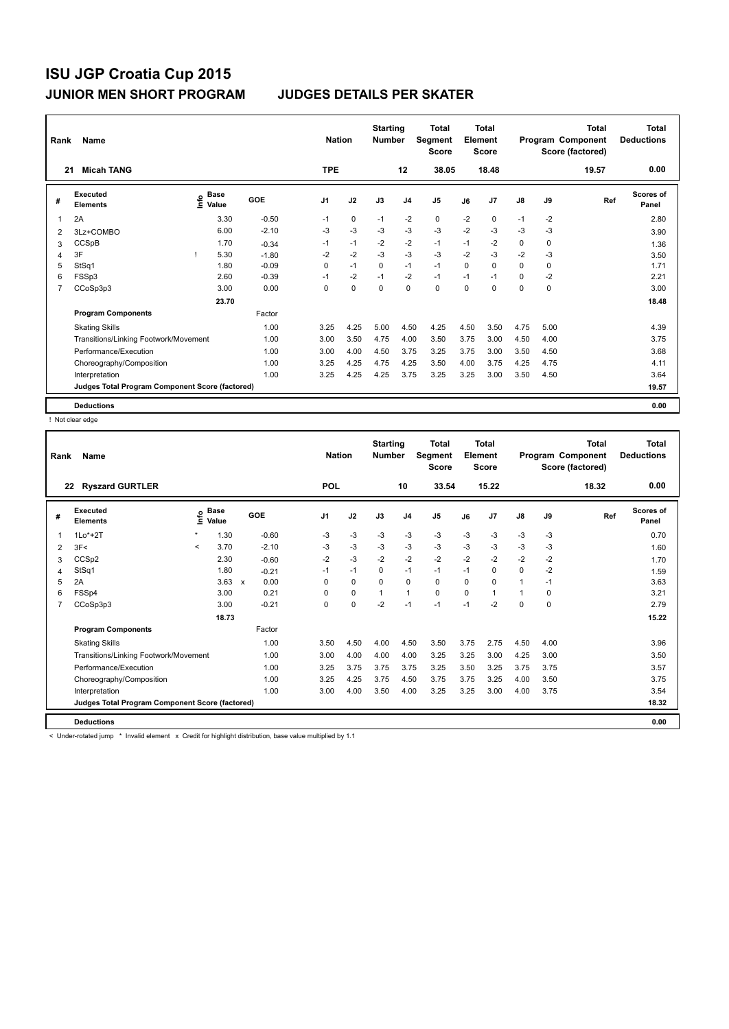# ISU JGP Croatia Cup 2015

## JUNIOR MEN SHORT PROGRAM JUDGES DETAILS PER SKATER

| Rank | Name | Nation | Starting Number | Total Segment Score | Total Element Score | Total Program Component Score (factored) | Total Deductions |
|---|---|---|---|---|---|---|---|
| 21 | Micah TANG | TPE | 12 | 38.05 | 18.48 | 19.57 | 0.00 |

| # | Executed Elements | Info | Base Value | GOE | J1 | J2 | J3 | J4 | J5 | J6 | J7 | J8 | J9 | Ref | Scores of Panel |
|---|---|---|---|---|---|---|---|---|---|---|---|---|---|---|---|
| 1 | 2A | | 3.30 | -0.50 | -1 | 0 | -1 | -2 | 0 | -2 | 0 | -1 | -2 | | 2.80 |
| 2 | 3Lz+COMBO | | 6.00 | -2.10 | -3 | -3 | -3 | -3 | -3 | -2 | -3 | -3 | -3 | | 3.90 |
| 3 | CCSpB | | 1.70 | -0.34 | -1 | -1 | -2 | -2 | -1 | -1 | -2 | 0 | 0 | | 1.36 |
| 4 | 3F | ! | 5.30 | -1.80 | -2 | -2 | -3 | -3 | -3 | -2 | -3 | -2 | -3 | | 3.50 |
| 5 | StSq1 | | 1.80 | -0.09 | 0 | -1 | 0 | -1 | -1 | 0 | 0 | 0 | 0 | | 1.71 |
| 6 | FSSp3 | | 2.60 | -0.39 | -1 | -2 | -1 | -2 | -1 | -1 | -1 | 0 | -2 | | 2.21 |
| 7 | CCoSp3p3 | | 3.00 | 0.00 | 0 | 0 | 0 | 0 | 0 | 0 | 0 | 0 | 0 | | 3.00 |
| | | | 23.70 | | | | | | | | | | | | 18.48 |
| | **Program Components** | | | Factor | | | | | | | | | | | |
| | Skating Skills | | | 1.00 | 3.25 | 4.25 | 5.00 | 4.50 | 4.25 | 4.50 | 3.50 | 4.75 | 5.00 | | 4.39 |
| | Transitions/Linking Footwork/Movement | | | 1.00 | 3.00 | 3.50 | 4.75 | 4.00 | 3.50 | 3.75 | 3.00 | 4.50 | 4.00 | | 3.75 |
| | Performance/Execution | | | 1.00 | 3.00 | 4.00 | 4.50 | 3.75 | 3.25 | 3.75 | 3.00 | 3.50 | 4.50 | | 3.68 |
| | Choreography/Composition | | | 1.00 | 3.25 | 4.25 | 4.75 | 4.25 | 3.50 | 4.00 | 3.75 | 4.25 | 4.75 | | 4.11 |
| | Interpretation | | | 1.00 | 3.25 | 4.25 | 4.25 | 3.75 | 3.25 | 3.25 | 3.00 | 3.50 | 4.50 | | 3.64 |
| | Judges Total Program Component Score (factored) | | | | | | | | | | | | | | 19.57 |
| | **Deductions** | | | | | | | | | | | | | | 0.00 |

! Not clear edge

| Rank | Name | Nation | Starting Number | Total Segment Score | Total Element Score | Total Program Component Score (factored) | Total Deductions |
|---|---|---|---|---|---|---|---|
| 22 | Ryszard GURTLER | POL | 10 | 33.54 | 15.22 | 18.32 | 0.00 |

| # | Executed Elements | Info | Base Value | | GOE | J1 | J2 | J3 | J4 | J5 | J6 | J7 | J8 | J9 | Ref | Scores of Panel |
|---|---|---|---|---|---|---|---|---|---|---|---|---|---|---|---|---|
| 1 | 1Lo*+2T | * | 1.30 | | -0.60 | -3 | -3 | -3 | -3 | -3 | -3 | -3 | -3 | -3 | | 0.70 |
| 2 | 3F< | < | 3.70 | | -2.10 | -3 | -3 | -3 | -3 | -3 | -3 | -3 | -3 | -3 | | 1.60 |
| 3 | CCSp2 | | 2.30 | | -0.60 | -2 | -3 | -2 | -2 | -2 | -2 | -2 | -2 | -2 | | 1.70 |
| 4 | StSq1 | | 1.80 | | -0.21 | -1 | -1 | 0 | -1 | -1 | -1 | 0 | 0 | -2 | | 1.59 |
| 5 | 2A | | 3.63 | x | 0.00 | 0 | 0 | 0 | 0 | 0 | 0 | 0 | 1 | -1 | | 3.63 |
| 6 | FSSp4 | | 3.00 | | 0.21 | 0 | 0 | 1 | 1 | 0 | 0 | 1 | 1 | 0 | | 3.21 |
| 7 | CCoSp3p3 | | 3.00 | | -0.21 | 0 | 0 | -2 | -1 | -1 | -1 | -2 | 0 | 0 | | 2.79 |
| | | | 18.73 | | | | | | | | | | | | | 15.22 |
| | **Program Components** | | | | Factor | | | | | | | | | | | |
| | Skating Skills | | | | 1.00 | 3.50 | 4.50 | 4.00 | 4.50 | 3.50 | 3.75 | 2.75 | 4.50 | 4.00 | | 3.96 |
| | Transitions/Linking Footwork/Movement | | | | 1.00 | 3.00 | 4.00 | 4.00 | 4.00 | 3.25 | 3.25 | 3.00 | 4.25 | 3.00 | | 3.50 |
| | Performance/Execution | | | | 1.00 | 3.25 | 3.75 | 3.75 | 3.75 | 3.25 | 3.50 | 3.25 | 3.75 | 3.75 | | 3.57 |
| | Choreography/Composition | | | | 1.00 | 3.25 | 4.25 | 3.75 | 4.50 | 3.75 | 3.75 | 3.25 | 4.00 | 3.50 | | 3.75 |
| | Interpretation | | | | 1.00 | 3.00 | 4.00 | 3.50 | 4.00 | 3.25 | 3.25 | 3.00 | 4.00 | 3.75 | | 3.54 |
| | Judges Total Program Component Score (factored) | | | | | | | | | | | | | | | 18.32 |
| | **Deductions** | | | | | | | | | | | | | | | 0.00 |

< Under-rotated jump * Invalid element x Credit for highlight distribution, base value multiplied by 1.1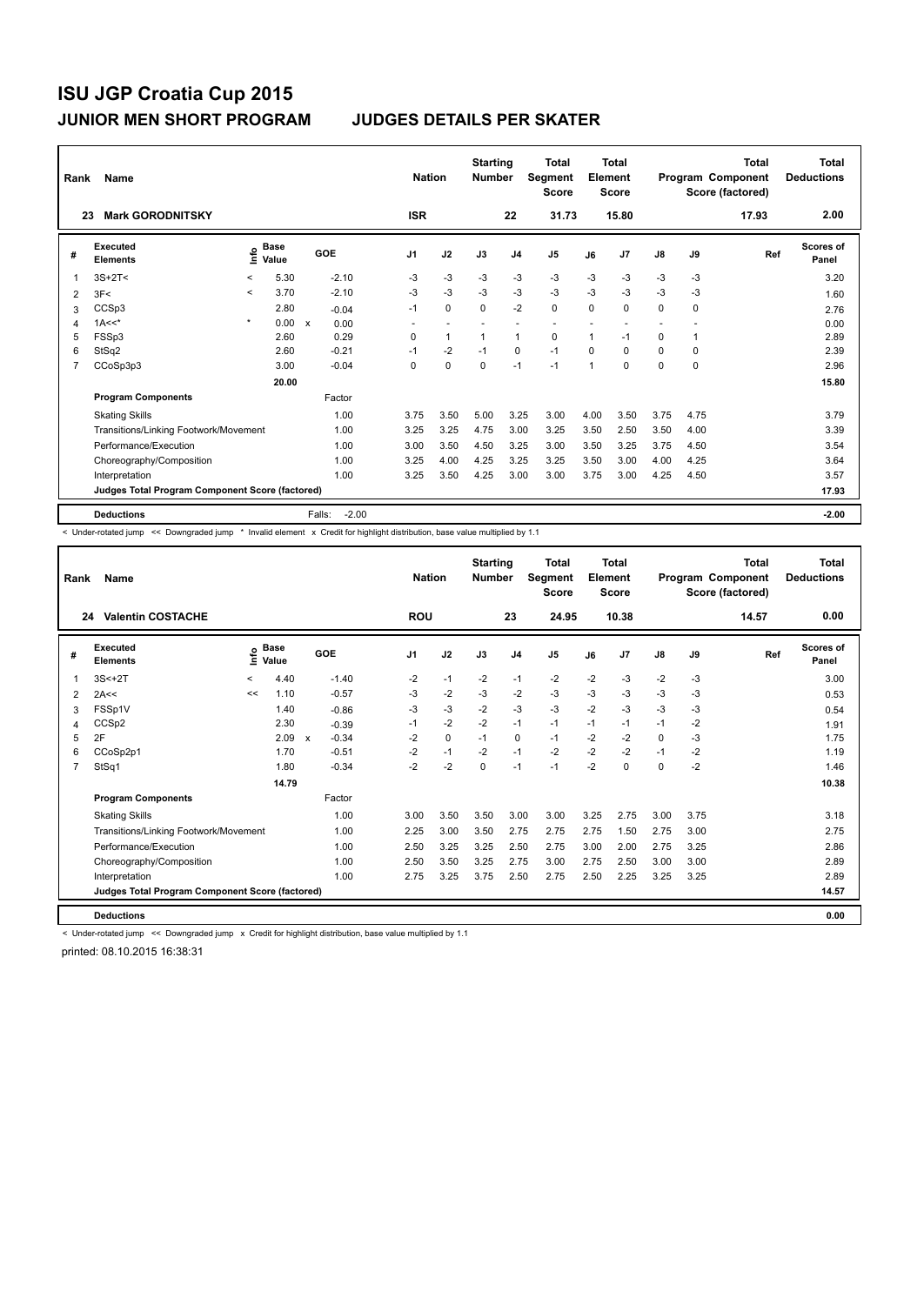# ISU JGP Croatia Cup 2015

## JUNIOR MEN SHORT PROGRAM — JUDGES DETAILS PER SKATER

| Rank | Name | Nation | Starting Number | Total Segment Score | Total Element Score | Total Program Component Score (factored) | Total Deductions |
|---|---|---|---|---|---|---|---|
| 23 | Mark GORODNITSKY | ISR | 22 | 31.73 | 15.80 | 17.93 | 2.00 |

| # | Executed Elements | Info | Base Value | | GOE | J1 | J2 | J3 | J4 | J5 | J6 | J7 | J8 | J9 | Ref | Scores of Panel |
|---|---|---|---|---|---|---|---|---|---|---|---|---|---|---|---|---|
| 1 | 3S+2T< | < | 5.30 | | -2.10 | -3 | -3 | -3 | -3 | -3 | -3 | -3 | -3 | -3 | | 3.20 |
| 2 | 3F< | < | 3.70 | | -2.10 | -3 | -3 | -3 | -3 | -3 | -3 | -3 | -3 | -3 | | 1.60 |
| 3 | CCSp3 | | 2.80 | | -0.04 | -1 | 0 | 0 | -2 | 0 | 0 | 0 | 0 | 0 | | 2.76 |
| 4 | 1A<<* | * | 0.00 | x | 0.00 | - | - | - | - | - | - | - | - | - | | 0.00 |
| 5 | FSSp3 | | 2.60 | | 0.29 | 0 | 1 | 1 | 1 | 0 | 1 | -1 | 0 | 1 | | 2.89 |
| 6 | StSq2 | | 2.60 | | -0.21 | -1 | -2 | -1 | 0 | -1 | 0 | 0 | 0 | 0 | | 2.39 |
| 7 | CCoSp3p3 | | 3.00 | | -0.04 | 0 | 0 | 0 | -1 | -1 | 1 | 0 | 0 | 0 | | 2.96 |
| | | | 20.00 | | | | | | | | | | | | | 15.80 |
| | **Program Components** | | | | Factor | | | | | | | | | | | |
| | Skating Skills | | | | 1.00 | 3.75 | 3.50 | 5.00 | 3.25 | 3.00 | 4.00 | 3.50 | 3.75 | 4.75 | | 3.79 |
| | Transitions/Linking Footwork/Movement | | | | 1.00 | 3.25 | 3.25 | 4.75 | 3.00 | 3.25 | 3.50 | 2.50 | 3.50 | 4.00 | | 3.39 |
| | Performance/Execution | | | | 1.00 | 3.00 | 3.50 | 4.50 | 3.25 | 3.00 | 3.50 | 3.25 | 3.75 | 4.50 | | 3.54 |
| | Choreography/Composition | | | | 1.00 | 3.25 | 4.00 | 4.25 | 3.25 | 3.25 | 3.50 | 3.00 | 4.00 | 4.25 | | 3.64 |
| | Interpretation | | | | 1.00 | 3.25 | 3.50 | 4.25 | 3.00 | 3.00 | 3.75 | 3.00 | 4.25 | 4.50 | | 3.57 |
| | **Judges Total Program Component Score (factored)** | | | | | | | | | | | | | | | 17.93 |
| | **Deductions** | | | | Falls: -2.00 | | | | | | | | | | | -2.00 |

< Under-rotated jump << Downgraded jump * Invalid element x Credit for highlight distribution, base value multiplied by 1.1

| Rank | Name | Nation | Starting Number | Total Segment Score | Total Element Score | Total Program Component Score (factored) | Total Deductions |
|---|---|---|---|---|---|---|---|
| 24 | Valentin COSTACHE | ROU | 23 | 24.95 | 10.38 | 14.57 | 0.00 |

| # | Executed Elements | Info | Base Value | | GOE | J1 | J2 | J3 | J4 | J5 | J6 | J7 | J8 | J9 | Ref | Scores of Panel |
|---|---|---|---|---|---|---|---|---|---|---|---|---|---|---|---|---|
| 1 | 3S<+2T | < | 4.40 | | -1.40 | -2 | -1 | -2 | -1 | -2 | -2 | -3 | -2 | -3 | | 3.00 |
| 2 | 2A<< | << | 1.10 | | -0.57 | -3 | -2 | -3 | -2 | -3 | -3 | -3 | -3 | -3 | | 0.53 |
| 3 | FSSp1V | | 1.40 | | -0.86 | -3 | -3 | -2 | -3 | -3 | -2 | -3 | -3 | -3 | | 0.54 |
| 4 | CCSp2 | | 2.30 | | -0.39 | -1 | -2 | -2 | -1 | -1 | -1 | -1 | -1 | -2 | | 1.91 |
| 5 | 2F | | 2.09 | x | -0.34 | -2 | 0 | -1 | 0 | -1 | -2 | -2 | 0 | -3 | | 1.75 |
| 6 | CCoSp2p1 | | 1.70 | | -0.51 | -2 | -1 | -2 | -1 | -2 | -2 | -2 | -1 | -2 | | 1.19 |
| 7 | StSq1 | | 1.80 | | -0.34 | -2 | -2 | 0 | -1 | -1 | -2 | 0 | 0 | -2 | | 1.46 |
| | | | 14.79 | | | | | | | | | | | | | 10.38 |
| | **Program Components** | | | | Factor | | | | | | | | | | | |
| | Skating Skills | | | | 1.00 | 3.00 | 3.50 | 3.50 | 3.00 | 3.00 | 3.25 | 2.75 | 3.00 | 3.75 | | 3.18 |
| | Transitions/Linking Footwork/Movement | | | | 1.00 | 2.25 | 3.00 | 3.50 | 2.75 | 2.75 | 2.75 | 1.50 | 2.75 | 3.00 | | 2.75 |
| | Performance/Execution | | | | 1.00 | 2.50 | 3.25 | 3.25 | 2.50 | 2.75 | 3.00 | 2.00 | 2.75 | 3.25 | | 2.86 |
| | Choreography/Composition | | | | 1.00 | 2.50 | 3.50 | 3.25 | 2.75 | 3.00 | 2.75 | 2.50 | 3.00 | 3.00 | | 2.89 |
| | Interpretation | | | | 1.00 | 2.75 | 3.25 | 3.75 | 2.50 | 2.75 | 2.50 | 2.25 | 3.25 | 3.25 | | 2.89 |
| | **Judges Total Program Component Score (factored)** | | | | | | | | | | | | | | | 14.57 |
| | **Deductions** | | | | | | | | | | | | | | | 0.00 |

< Under-rotated jump << Downgraded jump x Credit for highlight distribution, base value multiplied by 1.1

printed: 08.10.2015 16:38:31